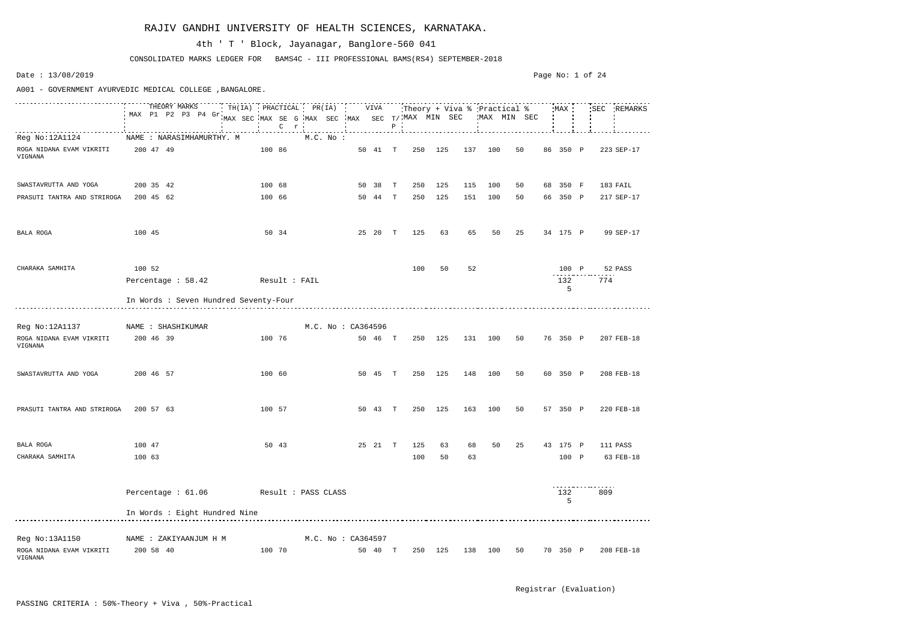# RAJIV GANDHI UNIVERSITY OF HEALTH SCIENCES, KARNATAKA.

4th ' T ' Block, Jayanagar, Banglore-560 041

CONSOLIDATED MARKS LEDGER FOR BAMS4C - III PROFESSIONAL BAMS(RS4) SEPTEMBER-2018

Date : 13/08/2019

A001 - GOVERNMENT AYURVEDIC MEDICAL COLLEGE ,BANGALORE.

| Subject | THEORY MARKS MAX | P1 | P2 | P3 | P4 | Gr | TH(IA) MAX | SEC | PRACTICAL MAX | SEC | G | PR(IA) MAX | SEC | VIVA MAX | SEC | T/P | Theory + Viva % MAX | MIN | SEC | Practical % MAX | MIN | SEC | MAX | | SEC | REMARKS |
|---|---|---|---|---|---|---|---|---|---|---|---|---|---|---|---|---|---|---|---|---|---|---|---|---|---|---|
| **Reg No:12A1124** | NAME : NARASIMHAMURTHY. M | | | | | | | | | | | M.C. No : | | | | | | | | | | | | | | |
| ROGA NIDANA EVAM VIKRITI VIGNANA | 200 | 47 | 49 | | | | | | 100 | 86 | | | | 50 | 41 | T | 250 | 125 | 137 | 100 | 50 | 86 | 350 | P | 223 | SEP-17 |
| SWASTAVRUTTA AND YOGA | 200 | 35 | 42 | | | | | | 100 | 68 | | | | 50 | 38 | T | 250 | 125 | 115 | 100 | 50 | 68 | 350 | F | 183 | FAIL |
| PRASUTI TANTRA AND STRIROGA | 200 | 45 | 62 | | | | | | 100 | 66 | | | | 50 | 44 | T | 250 | 125 | 151 | 100 | 50 | 66 | 350 | P | 217 | SEP-17 |
| BALA ROGA | 100 | 45 | | | | | | | 50 | 34 | | | | 25 | 20 | T | 125 | 63 | 65 | 50 | 25 | 34 | 175 | P | 99 | SEP-17 |
| CHARAKA SAMHITA | 100 | 52 | | | | | | | | | | | | | | | 100 | 50 | 52 | | | | 100 | P | 52 | PASS |
| | Percentage : 58.42 | | | | | | Result : FAIL | | | | | | | | | | | | | | | | 1325 | | 774 | |
| | In Words : Seven Hundred Seventy-Four | | | | | | | | | | | | | | | | | | | | | | | | | |
| **Reg No:12A1137** | NAME : SHASHIKUMAR | | | | | | | | | | | M.C. No : CA364596 | | | | | | | | | | | | | | |
| ROGA NIDANA EVAM VIKRITI VIGNANA | 200 | 46 | 39 | | | | | | 100 | 76 | | | | 50 | 46 | T | 250 | 125 | 131 | 100 | 50 | 76 | 350 | P | 207 | FEB-18 |
| SWASTAVRUTTA AND YOGA | 200 | 46 | 57 | | | | | | 100 | 60 | | | | 50 | 45 | T | 250 | 125 | 148 | 100 | 50 | 60 | 350 | P | 208 | FEB-18 |
| PRASUTI TANTRA AND STRIROGA | 200 | 57 | 63 | | | | | | 100 | 57 | | | | 50 | 43 | T | 250 | 125 | 163 | 100 | 50 | 57 | 350 | P | 220 | FEB-18 |
| BALA ROGA | 100 | 47 | | | | | | | 50 | 43 | | | | 25 | 21 | T | 125 | 63 | 68 | 50 | 25 | 43 | 175 | P | 111 | PASS |
| CHARAKA SAMHITA | 100 | 63 | | | | | | | | | | | | | | | 100 | 50 | 63 | | | | 100 | P | 63 | FEB-18 |
| | Percentage : 61.06 | | | | | | Result : PASS CLASS | | | | | | | | | | | | | | | | 1325 | | 809 | |
| | In Words : Eight Hundred Nine | | | | | | | | | | | | | | | | | | | | | | | | | |
| **Reg No:13A1150** | NAME : ZAKIYAANJUM H M | | | | | | | | | | | M.C. No : CA364597 | | | | | | | | | | | | | | |
| ROGA NIDANA EVAM VIKRITI VIGNANA | 200 | 58 | 40 | | | | | | 100 | 70 | | | | 50 | 40 | T | 250 | 125 | 138 | 100 | 50 | 70 | 350 | P | 208 | FEB-18 |

Registrar (Evaluation)

PASSING CRITERIA : 50%-Theory + Viva , 50%-Practical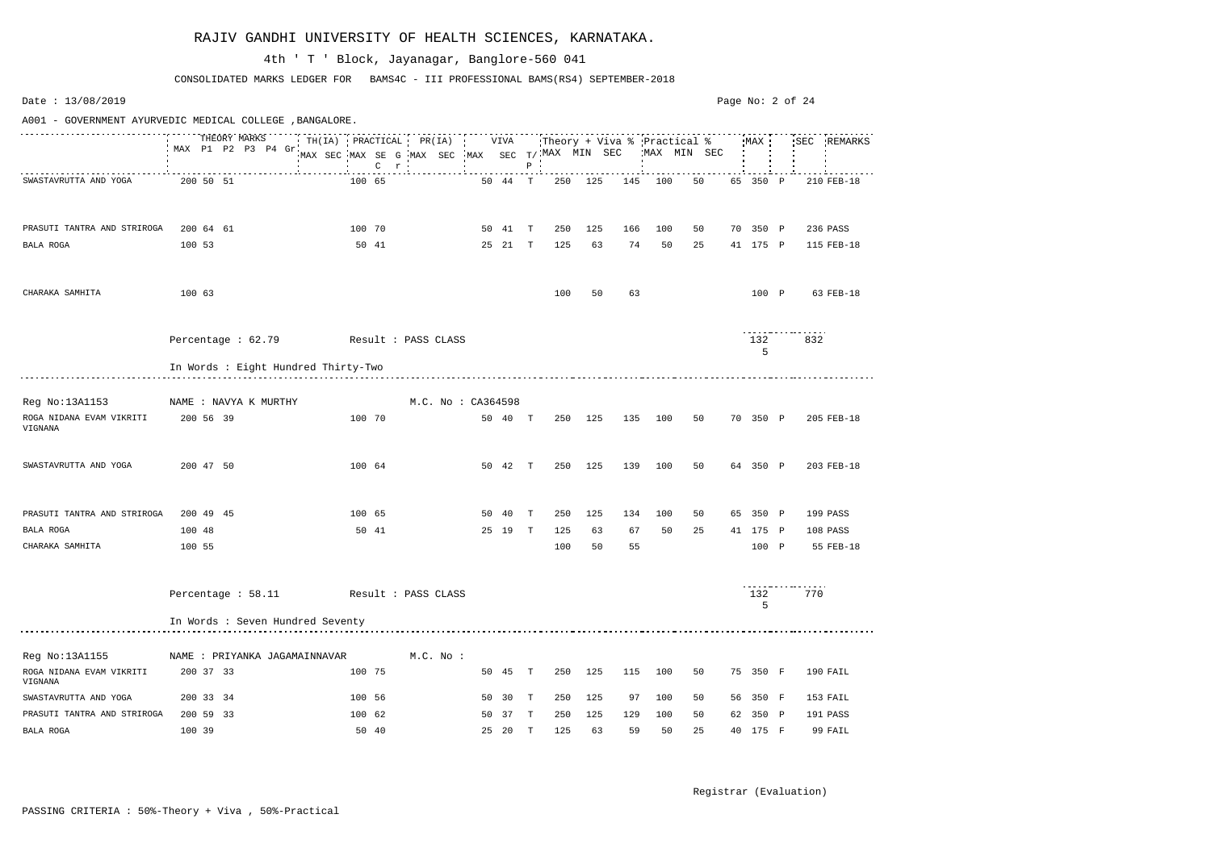# RAJIV GANDHI UNIVERSITY OF HEALTH SCIENCES, KARNATAKA.

4th ' T ' Block, Jayanagar, Banglore-560 041

CONSOLIDATED MARKS LEDGER FOR BAMS4C - III PROFESSIONAL BAMS(RS4) SEPTEMBER-2018

Date : 13/08/2019

A001 - GOVERNMENT AYURVEDIC MEDICAL COLLEGE ,BANGALORE.

| | THEORY MARKS | | | | | TH(IA) | | PRACTICAL | | | | PR(IA) | | VIVA | | | Theory + Viva % | | | Practical % | | | MAX | | SEC | REMARKS |
|---|---|---|---|---|---|---|---|---|---|---|---|---|---|---|---|---|---|---|---|---|---|---|---|---|---|---|
| | MAX | P1 | P2 | P3 | P4 Gr | MAX | SEC | MAX | SEC | G C | r | MAX | SEC | MAX | SEC | T/P | MAX | MIN | SEC | MAX | MIN | SEC | | | | |
| SWASTAVRUTTA AND YOGA | 200 | 50 | 51 | | | | | 100 | 65 | | | | | 50 | 44 | T | 250 | 125 | 145 | 100 | 50 | 65 | 350 | P | 210 | FEB-18 |
| PRASUTI TANTRA AND STRIROGA | 200 | 64 | 61 | | | | | 100 | 70 | | | | | 50 | 41 | T | 250 | 125 | 166 | 100 | 50 | 70 | 350 | P | 236 | PASS |
| BALA ROGA | 100 | 53 | | | | | | 50 | 41 | | | | | 25 | 21 | T | 125 | 63 | 74 | 50 | 25 | 41 | 175 | P | 115 | FEB-18 |
| CHARAKA SAMHITA | 100 | 63 | | | | | | | | | | | | | | | 100 | 50 | 63 | | | | 100 | P | 63 | FEB-18 |
| | Percentage : 62.79 | | | | | Result : PASS CLASS | | | | | | | | | | | | | | | | | 1325 | | 832 | |
| | In Words : Eight Hundred Thirty-Two | | | | | | | | | | | | | | | | | | | | | | | | | |
| Reg No:13A1153 | NAME : NAVYA K MURTHY | | | | | | | | | | | M.C. No : CA364598 | | | | | | | | | | | | | | |
| ROGA NIDANA EVAM VIKRITI VIGNANA | 200 | 56 | 39 | | | | | 100 | 70 | | | | | 50 | 40 | T | 250 | 125 | 135 | 100 | 50 | 70 | 350 | P | 205 | FEB-18 |
| SWASTAVRUTTA AND YOGA | 200 | 47 | 50 | | | | | 100 | 64 | | | | | 50 | 42 | T | 250 | 125 | 139 | 100 | 50 | 64 | 350 | P | 203 | FEB-18 |
| PRASUTI TANTRA AND STRIROGA | 200 | 49 | 45 | | | | | 100 | 65 | | | | | 50 | 40 | T | 250 | 125 | 134 | 100 | 50 | 65 | 350 | P | 199 | PASS |
| BALA ROGA | 100 | 48 | | | | | | 50 | 41 | | | | | 25 | 19 | T | 125 | 63 | 67 | 50 | 25 | 41 | 175 | P | 108 | PASS |
| CHARAKA SAMHITA | 100 | 55 | | | | | | | | | | | | | | | 100 | 50 | 55 | | | | 100 | P | 55 | FEB-18 |
| | Percentage : 58.11 | | | | | Result : PASS CLASS | | | | | | | | | | | | | | | | | 1325 | | 770 | |
| | In Words : Seven Hundred Seventy | | | | | | | | | | | | | | | | | | | | | | | | | |
| Reg No:13A1155 | NAME : PRIYANKA JAGAMAINNAVAR | | | | | | | | | | | M.C. No : | | | | | | | | | | | | | | |
| ROGA NIDANA EVAM VIKRITI VIGNANA | 200 | 37 | 33 | | | | | 100 | 75 | | | | | 50 | 45 | T | 250 | 125 | 115 | 100 | 50 | 75 | 350 | F | 190 | FAIL |
| SWASTAVRUTTA AND YOGA | 200 | 33 | 34 | | | | | 100 | 56 | | | | | 50 | 30 | T | 250 | 125 | 97 | 100 | 50 | 56 | 350 | F | 153 | FAIL |
| PRASUTI TANTRA AND STRIROGA | 200 | 59 | 33 | | | | | 100 | 62 | | | | | 50 | 37 | T | 250 | 125 | 129 | 100 | 50 | 62 | 350 | P | 191 | PASS |
| BALA ROGA | 100 | 39 | | | | | | 50 | 40 | | | | | 25 | 20 | T | 125 | 63 | 59 | 50 | 25 | 40 | 175 | F | 99 | FAIL |

Registrar (Evaluation)

PASSING CRITERIA : 50%-Theory + Viva , 50%-Practical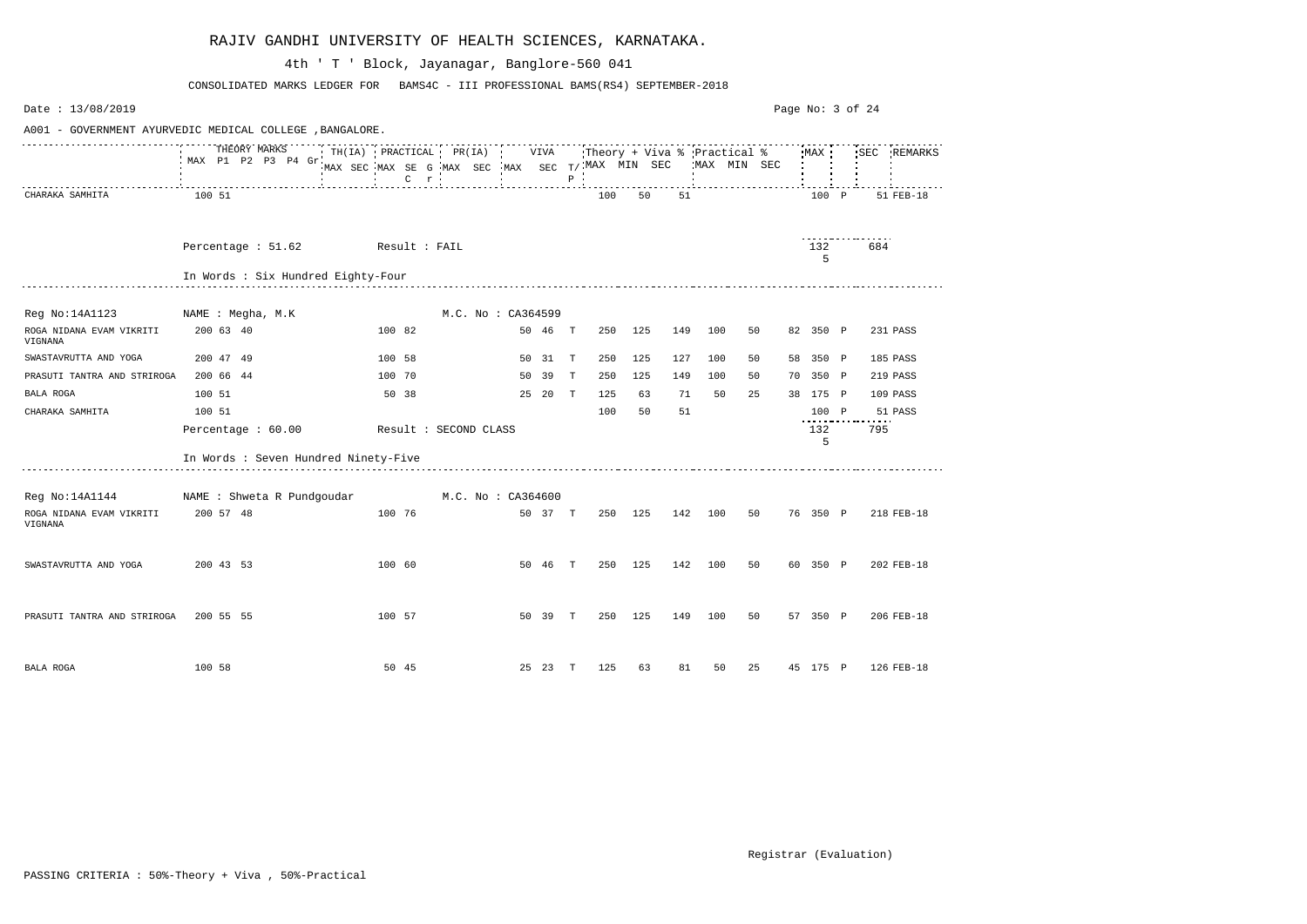# RAJIV GANDHI UNIVERSITY OF HEALTH SCIENCES, KARNATAKA.

4th ' T ' Block, Jayanagar, Banglore-560 041

CONSOLIDATED MARKS LEDGER FOR BAMS4C - III PROFESSIONAL BAMS(RS4) SEPTEMBER-2018

Date : 13/08/2019

A001 - GOVERNMENT AYURVEDIC MEDICAL COLLEGE ,BANGALORE.

| | THEORY MARKS MAX | P1 | P2 | P3 | P4 | Gr | TH(IA) MAX | SEC | PRACTICAL MAX | SE | G C r | PR(IA) MAX | SEC | VIVA MAX | SEC | T/P | Theory + Viva % MAX | MIN | SEC | Practical % MAX | MIN | SEC | MAX | | SEC | REMARKS |
|---|---|---|---|---|---|---|---|---|---|---|---|---|---|---|---|---|---|---|---|---|---|---|---|---|---|---|
| CHARAKA SAMHITA | 100 | 51 | | | | | | | | | | | | | | | 100 | 50 | 51 | | | | 100 | P | 51 | FEB-18 |

Percentage : 51.62 Result : FAIL

1325 684

In Words : Six Hundred Eighty-Four

Reg No:14A1123 NAME : Megha, M.K M.C. No : CA364599

| | THEORY MARKS MAX | P1 | P2 | P3 | P4 | Gr | TH(IA) MAX | SEC | PRACTICAL MAX | SE | G C r | PR(IA) MAX | SEC | VIVA MAX | SEC | T/P | Theory + Viva % MAX | MIN | SEC | Practical % MAX | MIN | SEC | MAX | | SEC | REMARKS |
|---|---|---|---|---|---|---|---|---|---|---|---|---|---|---|---|---|---|---|---|---|---|---|---|---|---|---|
| ROGA NIDANA EVAM VIKRITI VIGNANA | 200 | 63 | 40 | | | | | | 100 | 82 | | | | 50 | 46 | T | 250 | 125 | 149 | 100 | 50 | 82 | 350 | P | 231 | PASS |
| SWASTAVRUTTA AND YOGA | 200 | 47 | 49 | | | | | | 100 | 58 | | | | 50 | 31 | T | 250 | 125 | 127 | 100 | 50 | 58 | 350 | P | 185 | PASS |
| PRASUTI TANTRA AND STRIROGA | 200 | 66 | 44 | | | | | | 100 | 70 | | | | 50 | 39 | T | 250 | 125 | 149 | 100 | 50 | 70 | 350 | P | 219 | PASS |
| BALA ROGA | 100 | 51 | | | | | | | 50 | 38 | | | | 25 | 20 | T | 125 | 63 | 71 | 50 | 25 | 38 | 175 | P | 109 | PASS |
| CHARAKA SAMHITA | 100 | 51 | | | | | | | | | | | | | | | 100 | 50 | 51 | | | | 100 | P | 51 | PASS |

Percentage : 60.00 Result : SECOND CLASS

1325 795

In Words : Seven Hundred Ninety-Five

Reg No:14A1144 NAME : Shweta R Pundgoudar M.C. No : CA364600

| | THEORY MARKS MAX | P1 | P2 | P3 | P4 | Gr | TH(IA) MAX | SEC | PRACTICAL MAX | SE | G C r | PR(IA) MAX | SEC | VIVA MAX | SEC | T/P | Theory + Viva % MAX | MIN | SEC | Practical % MAX | MIN | SEC | MAX | | SEC | REMARKS |
|---|---|---|---|---|---|---|---|---|---|---|---|---|---|---|---|---|---|---|---|---|---|---|---|---|---|---|
| ROGA NIDANA EVAM VIKRITI VIGNANA | 200 | 57 | 48 | | | | | | 100 | 76 | | | | 50 | 37 | T | 250 | 125 | 142 | 100 | 50 | 76 | 350 | P | 218 | FEB-18 |
| SWASTAVRUTTA AND YOGA | 200 | 43 | 53 | | | | | | 100 | 60 | | | | 50 | 46 | T | 250 | 125 | 142 | 100 | 50 | 60 | 350 | P | 202 | FEB-18 |
| PRASUTI TANTRA AND STRIROGA | 200 | 55 | 55 | | | | | | 100 | 57 | | | | 50 | 39 | T | 250 | 125 | 149 | 100 | 50 | 57 | 350 | P | 206 | FEB-18 |
| BALA ROGA | 100 | 58 | | | | | | | 50 | 45 | | | | 25 | 23 | T | 125 | 63 | 81 | 50 | 25 | 45 | 175 | P | 126 | FEB-18 |

Registrar (Evaluation)

PASSING CRITERIA : 50%-Theory + Viva , 50%-Practical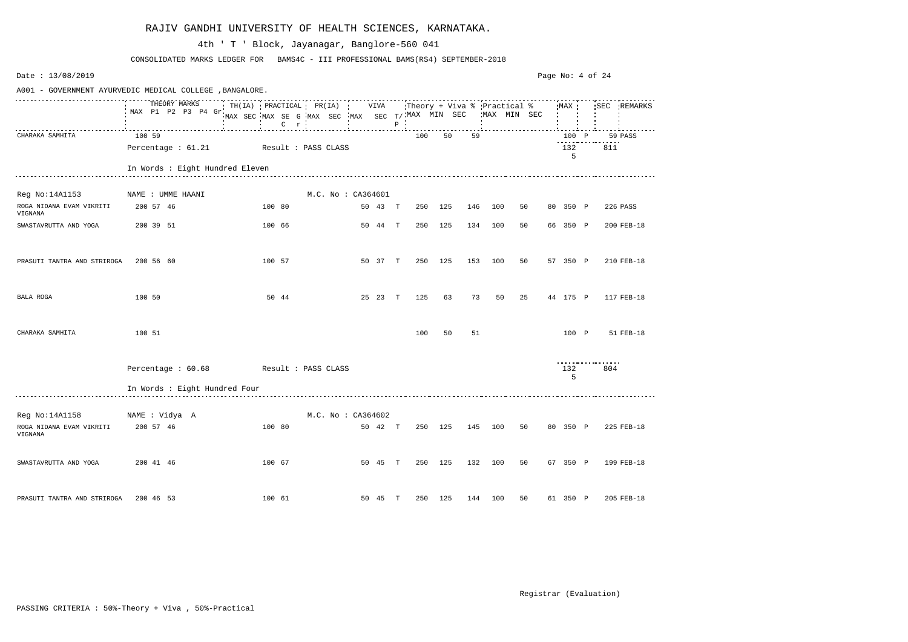# RAJIV GANDHI UNIVERSITY OF HEALTH SCIENCES, KARNATAKA.

4th ' T ' Block, Jayanagar, Banglore-560 041

CONSOLIDATED MARKS LEDGER FOR BAMS4C - III PROFESSIONAL BAMS(RS4) SEPTEMBER-2018

Date : 13/08/2019

A001 - GOVERNMENT AYURVEDIC MEDICAL COLLEGE ,BANGALORE.

| | THEORY MARKS MAX P1 P2 P3 P4 Gr | TH(IA) MAX SEC | PRACTICAL MAX SE G C r | PR(IA) MAX SEC | VIVA MAX SEC | T/P | Theory + Viva % MAX | MIN | SEC | Practical % MAX | MIN | SEC | MAX | | SEC | REMARKS |
|---|---|---|---|---|---|---|---|---|---|---|---|---|---|---|---|---|
| CHARAKA SAMHITA | 100 59 | | | | | | 100 | 50 | 59 | | | | 100 | P | 59 | PASS |
| | Percentage : 61.21 | | Result : PASS CLASS | | | | | | | | | | 1325 | | 811 | |
| | In Words : Eight Hundred Eleven | | | | | | | | | | | | | | | |
| Reg No:14A1153 | NAME : UMME HAANI | | | M.C. No : CA364601 | | | | | | | | | | | | |
| ROGA NIDANA EVAM VIKRITI VIGNANA | 200 57 46 | | 100 80 | | 50 43 | T | 250 | 125 | 146 | 100 | 50 | 80 | 350 | P | 226 | PASS |
| SWASTAVRUTTA AND YOGA | 200 39 51 | | 100 66 | | 50 44 | T | 250 | 125 | 134 | 100 | 50 | 66 | 350 | P | 200 | FEB-18 |
| PRASUTI TANTRA AND STRIROGA | 200 56 60 | | 100 57 | | 50 37 | T | 250 | 125 | 153 | 100 | 50 | 57 | 350 | P | 210 | FEB-18 |
| BALA ROGA | 100 50 | | 50 44 | | 25 23 | T | 125 | 63 | 73 | 50 | 25 | 44 | 175 | P | 117 | FEB-18 |
| CHARAKA SAMHITA | 100 51 | | | | | | 100 | 50 | 51 | | | | 100 | P | 51 | FEB-18 |
| | Percentage : 60.68 | | Result : PASS CLASS | | | | | | | | | | 1325 | | 804 | |
| | In Words : Eight Hundred Four | | | | | | | | | | | | | | | |
| Reg No:14A1158 | NAME : Vidya A | | | M.C. No : CA364602 | | | | | | | | | | | | |
| ROGA NIDANA EVAM VIKRITI VIGNANA | 200 57 46 | | 100 80 | | 50 42 | T | 250 | 125 | 145 | 100 | 50 | 80 | 350 | P | 225 | FEB-18 |
| SWASTAVRUTTA AND YOGA | 200 41 46 | | 100 67 | | 50 45 | T | 250 | 125 | 132 | 100 | 50 | 67 | 350 | P | 199 | FEB-18 |
| PRASUTI TANTRA AND STRIROGA | 200 46 53 | | 100 61 | | 50 45 | T | 250 | 125 | 144 | 100 | 50 | 61 | 350 | P | 205 | FEB-18 |

Registrar (Evaluation)

PASSING CRITERIA : 50%-Theory + Viva , 50%-Practical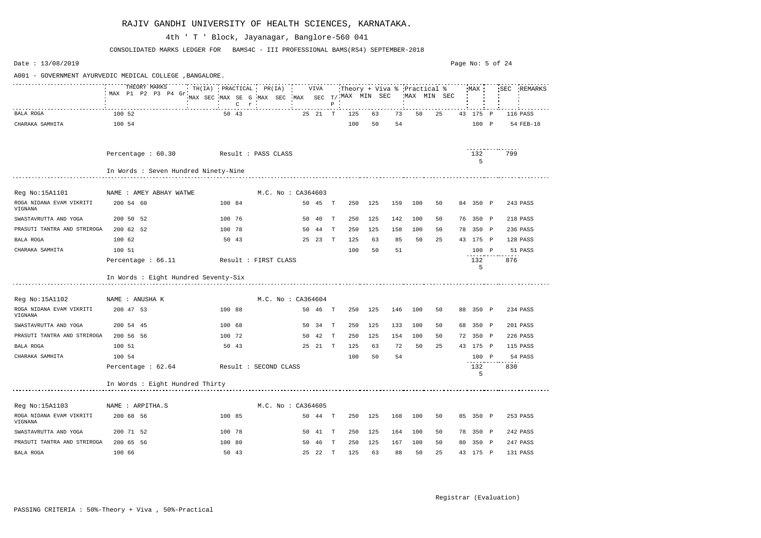# RAJIV GANDHI UNIVERSITY OF HEALTH SCIENCES, KARNATAKA.

4th ' T ' Block, Jayanagar, Banglore-560 041

CONSOLIDATED MARKS LEDGER FOR BAMS4C - III PROFESSIONAL BAMS(RS4) SEPTEMBER-2018

Date : 13/08/2019

A001 - GOVERNMENT AYURVEDIC MEDICAL COLLEGE ,BANGALORE.

| Subject | THEORY MARKS MAX P1 P2 P3 P4 Gr | TH(IA) MAX SEC | PRACTICAL MAX SE G C r | PR(IA) MAX SEC | VIVA MAX SEC | T/P | Theory + Viva % MAX | MIN | SEC | Practical % MAX | MIN | SEC | MAX | | SEC | REMARKS |
|---|---|---|---|---|---|---|---|---|---|---|---|---|---|---|---|---|
| BALA ROGA | 100 52 | | 50 43 | | 25 21 | T | 125 | 63 | 73 | 50 | 25 | 43 | 175 | P | 116 | PASS |
| CHARAKA SAMHITA | 100 54 | | | | | | 100 | 50 | 54 | | | | 100 | P | 54 | FEB-18 |

Percentage : 60.30 Result : PASS CLASS 1325 799

In Words : Seven Hundred Ninety-Nine

Reg No:15A1101 NAME : AMEY ABHAY WATWE M.C. No : CA364603

| Subject | THEORY MARKS | TH(IA) | PRACTICAL | PR(IA) | VIVA | T/P | Theory + Viva % MAX | MIN | SEC | Practical % MAX | MIN | SEC | MAX | | SEC | REMARKS |
|---|---|---|---|---|---|---|---|---|---|---|---|---|---|---|---|---|
| ROGA NIDANA EVAM VIKRITI VIGNANA | 200 54 60 | | 100 84 | | 50 45 | T | 250 | 125 | 159 | 100 | 50 | 84 | 350 | P | 243 | PASS |
| SWASTAVRUTTA AND YOGA | 200 50 52 | | 100 76 | | 50 40 | T | 250 | 125 | 142 | 100 | 50 | 76 | 350 | P | 218 | PASS |
| PRASUTI TANTRA AND STRIROGA | 200 62 52 | | 100 78 | | 50 44 | T | 250 | 125 | 158 | 100 | 50 | 78 | 350 | P | 236 | PASS |
| BALA ROGA | 100 62 | | 50 43 | | 25 23 | T | 125 | 63 | 85 | 50 | 25 | 43 | 175 | P | 128 | PASS |
| CHARAKA SAMHITA | 100 51 | | | | | | 100 | 50 | 51 | | | | 100 | P | 51 | PASS |

Percentage : 66.11 Result : FIRST CLASS 1325 876

In Words : Eight Hundred Seventy-Six

Reg No:15A1102 NAME : ANUSHA K M.C. No : CA364604

| Subject | THEORY MARKS | TH(IA) | PRACTICAL | PR(IA) | VIVA | T/P | Theory + Viva % MAX | MIN | SEC | Practical % MAX | MIN | SEC | MAX | | SEC | REMARKS |
|---|---|---|---|---|---|---|---|---|---|---|---|---|---|---|---|---|
| ROGA NIDANA EVAM VIKRITI VIGNANA | 200 47 53 | | 100 88 | | 50 46 | T | 250 | 125 | 146 | 100 | 50 | 88 | 350 | P | 234 | PASS |
| SWASTAVRUTTA AND YOGA | 200 54 45 | | 100 68 | | 50 34 | T | 250 | 125 | 133 | 100 | 50 | 68 | 350 | P | 201 | PASS |
| PRASUTI TANTRA AND STRIROGA | 200 56 56 | | 100 72 | | 50 42 | T | 250 | 125 | 154 | 100 | 50 | 72 | 350 | P | 226 | PASS |
| BALA ROGA | 100 51 | | 50 43 | | 25 21 | T | 125 | 63 | 72 | 50 | 25 | 43 | 175 | P | 115 | PASS |
| CHARAKA SAMHITA | 100 54 | | | | | | 100 | 50 | 54 | | | | 100 | P | 54 | PASS |

Percentage : 62.64 Result : SECOND CLASS 1325 830

In Words : Eight Hundred Thirty

Reg No:15A1103 NAME : ARPITHA.S M.C. No : CA364605

| Subject | THEORY MARKS | TH(IA) | PRACTICAL | PR(IA) | VIVA | T/P | Theory + Viva % MAX | MIN | SEC | Practical % MAX | MIN | SEC | MAX | | SEC | REMARKS |
|---|---|---|---|---|---|---|---|---|---|---|---|---|---|---|---|---|
| ROGA NIDANA EVAM VIKRITI VIGNANA | 200 68 56 | | 100 85 | | 50 44 | T | 250 | 125 | 168 | 100 | 50 | 85 | 350 | P | 253 | PASS |
| SWASTAVRUTTA AND YOGA | 200 71 52 | | 100 78 | | 50 41 | T | 250 | 125 | 164 | 100 | 50 | 78 | 350 | P | 242 | PASS |
| PRASUTI TANTRA AND STRIROGA | 200 65 56 | | 100 80 | | 50 46 | T | 250 | 125 | 167 | 100 | 50 | 80 | 350 | P | 247 | PASS |
| BALA ROGA | 100 66 | | 50 43 | | 25 22 | T | 125 | 63 | 88 | 50 | 25 | 43 | 175 | P | 131 | PASS |

Registrar (Evaluation)

PASSING CRITERIA : 50%-Theory + Viva , 50%-Practical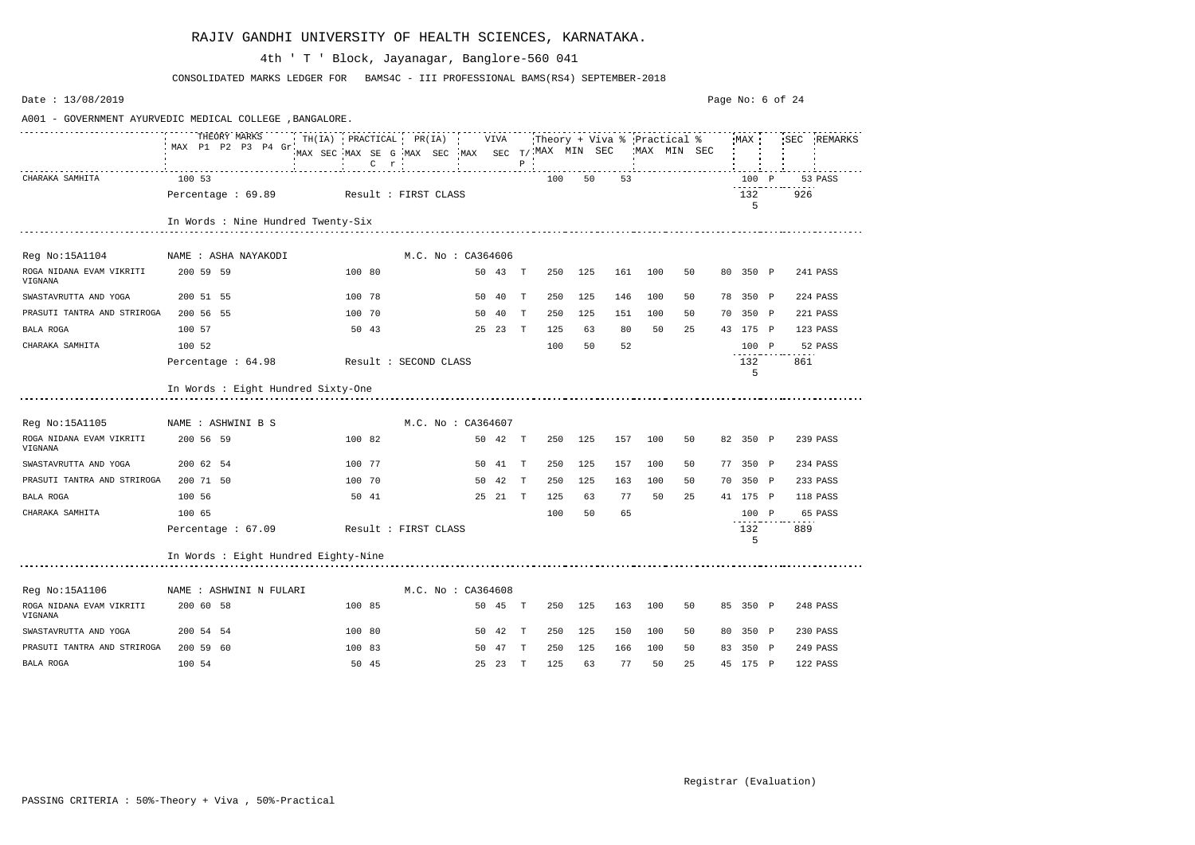# RAJIV GANDHI UNIVERSITY OF HEALTH SCIENCES, KARNATAKA.

4th ' T ' Block, Jayanagar, Banglore-560 041

CONSOLIDATED MARKS LEDGER FOR BAMS4C - III PROFESSIONAL BAMS(RS4) SEPTEMBER-2018

Date : 13/08/2019

A001 - GOVERNMENT AYURVEDIC MEDICAL COLLEGE ,BANGALORE.

| | THEORY MARKS | | | | | | TH(IA) | | PRACTICAL | | | | PR(IA) | | VIVA | | | Theory + Viva % | | | Practical % | | | MAX | | SEC | REMARKS |
|---|---|---|---|---|---|---|---|---|---|---|---|---|---|---|---|---|---|---|---|---|---|---|---|---|---|---|---|
| | MAX | P1 | P2 | P3 | P4 | Gr | MAX | SEC | MAX | SEC | G | r | MAX | SEC | MAX | SEC | T/P | MAX | MIN | SEC | MAX | MIN | SEC | | | | |
| CHARAKA SAMHITA | 100 | 53 | | | | | | | | | | | | | | | | 100 | 50 | 53 | | | | 100 | P | 53 | PASS |
| | Percentage : 69.89 | | | | | | Result : FIRST CLASS | | | | | | | | | | | | | | | | | 1325 | | 926 | |
| | In Words : Nine Hundred Twenty-Six | | | | | | | | | | | | | | | | | | | | | | | | | | |
| **Reg No:15A1104** | NAME : ASHA NAYAKODI | | | | | | | | M.C. No : CA364606 | | | | | | | | | | | | | | | | | | |
| ROGA NIDANA EVAM VIKRITI VIGNANA | 200 | 59 | 59 | | | | | | 100 | 80 | | | | | 50 | 43 | T | 250 | 125 | 161 | 100 | 50 | 80 | 350 | P | 241 | PASS |
| SWASTAVRUTTA AND YOGA | 200 | 51 | 55 | | | | | | 100 | 78 | | | | | 50 | 40 | T | 250 | 125 | 146 | 100 | 50 | 78 | 350 | P | 224 | PASS |
| PRASUTI TANTRA AND STRIROGA | 200 | 56 | 55 | | | | | | 100 | 70 | | | | | 50 | 40 | T | 250 | 125 | 151 | 100 | 50 | 70 | 350 | P | 221 | PASS |
| BALA ROGA | 100 | 57 | | | | | | | 50 | 43 | | | | | 25 | 23 | T | 125 | 63 | 80 | 50 | 25 | 43 | 175 | P | 123 | PASS |
| CHARAKA SAMHITA | 100 | 52 | | | | | | | | | | | | | | | | 100 | 50 | 52 | | | | 100 | P | 52 | PASS |
| | Percentage : 64.98 | | | | | | Result : SECOND CLASS | | | | | | | | | | | | | | | | | 1325 | | 861 | |
| | In Words : Eight Hundred Sixty-One | | | | | | | | | | | | | | | | | | | | | | | | | | |
| **Reg No:15A1105** | NAME : ASHWINI B S | | | | | | | | M.C. No : CA364607 | | | | | | | | | | | | | | | | | | |
| ROGA NIDANA EVAM VIKRITI VIGNANA | 200 | 56 | 59 | | | | | | 100 | 82 | | | | | 50 | 42 | T | 250 | 125 | 157 | 100 | 50 | 82 | 350 | P | 239 | PASS |
| SWASTAVRUTTA AND YOGA | 200 | 62 | 54 | | | | | | 100 | 77 | | | | | 50 | 41 | T | 250 | 125 | 157 | 100 | 50 | 77 | 350 | P | 234 | PASS |
| PRASUTI TANTRA AND STRIROGA | 200 | 71 | 50 | | | | | | 100 | 70 | | | | | 50 | 42 | T | 250 | 125 | 163 | 100 | 50 | 70 | 350 | P | 233 | PASS |
| BALA ROGA | 100 | 56 | | | | | | | 50 | 41 | | | | | 25 | 21 | T | 125 | 63 | 77 | 50 | 25 | 41 | 175 | P | 118 | PASS |
| CHARAKA SAMHITA | 100 | 65 | | | | | | | | | | | | | | | | 100 | 50 | 65 | | | | 100 | P | 65 | PASS |
| | Percentage : 67.09 | | | | | | Result : FIRST CLASS | | | | | | | | | | | | | | | | | 1325 | | 889 | |
| | In Words : Eight Hundred Eighty-Nine | | | | | | | | | | | | | | | | | | | | | | | | | | |
| **Reg No:15A1106** | NAME : ASHWINI N FULARI | | | | | | | | M.C. No : CA364608 | | | | | | | | | | | | | | | | | | |
| ROGA NIDANA EVAM VIKRITI VIGNANA | 200 | 60 | 58 | | | | | | 100 | 85 | | | | | 50 | 45 | T | 250 | 125 | 163 | 100 | 50 | 85 | 350 | P | 248 | PASS |
| SWASTAVRUTTA AND YOGA | 200 | 54 | 54 | | | | | | 100 | 80 | | | | | 50 | 42 | T | 250 | 125 | 150 | 100 | 50 | 80 | 350 | P | 230 | PASS |
| PRASUTI TANTRA AND STRIROGA | 200 | 59 | 60 | | | | | | 100 | 83 | | | | | 50 | 47 | T | 250 | 125 | 166 | 100 | 50 | 83 | 350 | P | 249 | PASS |
| BALA ROGA | 100 | 54 | | | | | | | 50 | 45 | | | | | 25 | 23 | T | 125 | 63 | 77 | 50 | 25 | 45 | 175 | P | 122 | PASS |

Registrar (Evaluation)

PASSING CRITERIA : 50%-Theory + Viva , 50%-Practical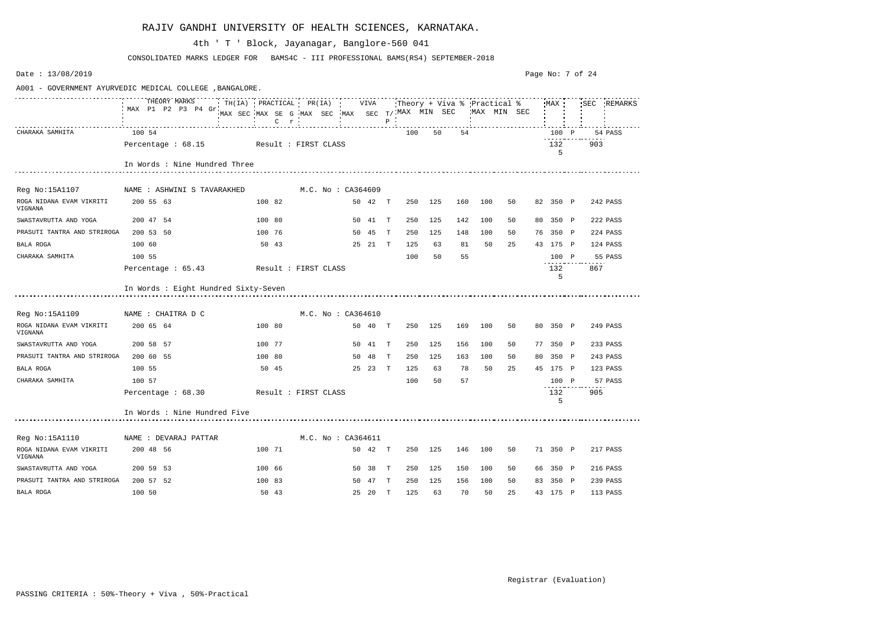# RAJIV GANDHI UNIVERSITY OF HEALTH SCIENCES, KARNATAKA.

4th ' T ' Block, Jayanagar, Banglore-560 041

CONSOLIDATED MARKS LEDGER FOR BAMS4C - III PROFESSIONAL BAMS(RS4) SEPTEMBER-2018

Date : 13/08/2019

A001 - GOVERNMENT AYURVEDIC MEDICAL COLLEGE ,BANGALORE.

| Subject | THEORY MARKS MAX | P1 | P2 | P3 | P4 | Gr | TH(IA) MAX | TH(IA) SEC | PRACTICAL MAX | PRACTICAL SE | G C | r | PR(IA) MAX | PR(IA) SEC | VIVA MAX | VIVA SEC | T/P | Theory + Viva % MAX | MIN | SEC | Practical % MAX | MIN | SEC | MAX | | SEC | REMARKS |
|---|---|---|---|---|---|---|---|---|---|---|---|---|---|---|---|---|---|---|---|---|---|---|---|---|---|---|---|
| CHARAKA SAMHITA | 100 | 54 | | | | | | | | | | | | | | | | 100 | 50 | 54 | | | | 100 | P | 54 | PASS |
| Percentage : 68.15 | Result : FIRST CLASS | | | | | | | | | | | | | | | | | | | | | | | 1325 | | 903 | |
| In Words : Nine Hundred Three | | | | | | | | | | | | | | | | | | | | | | | | | | | |
| **Reg No:15A1107** | **NAME : ASHWINI S TAVARAKHED** | | | | | | | | | | | | **M.C. No : CA364609** | | | | | | | | | | | | | | |
| ROGA NIDANA EVAM VIKRITI VIGNANA | 200 | 55 | 63 | | | | | | 100 | 82 | | | | | 50 | 42 | T | 250 | 125 | 160 | 100 | 50 | 82 | 350 | P | 242 | PASS |
| SWASTAVRUTTA AND YOGA | 200 | 47 | 54 | | | | | | 100 | 80 | | | | | 50 | 41 | T | 250 | 125 | 142 | 100 | 50 | 80 | 350 | P | 222 | PASS |
| PRASUTI TANTRA AND STRIROGA | 200 | 53 | 50 | | | | | | 100 | 76 | | | | | 50 | 45 | T | 250 | 125 | 148 | 100 | 50 | 76 | 350 | P | 224 | PASS |
| BALA ROGA | 100 | 60 | | | | | | | 50 | 43 | | | | | 25 | 21 | T | 125 | 63 | 81 | 50 | 25 | 43 | 175 | P | 124 | PASS |
| CHARAKA SAMHITA | 100 | 55 | | | | | | | | | | | | | | | | 100 | 50 | 55 | | | | 100 | P | 55 | PASS |
| Percentage : 65.43 | Result : FIRST CLASS | | | | | | | | | | | | | | | | | | | | | | | 1325 | | 867 | |
| In Words : Eight Hundred Sixty-Seven | | | | | | | | | | | | | | | | | | | | | | | | | | | |
| **Reg No:15A1109** | **NAME : CHAITRA D C** | | | | | | | | | | | | **M.C. No : CA364610** | | | | | | | | | | | | | | |
| ROGA NIDANA EVAM VIKRITI VIGNANA | 200 | 65 | 64 | | | | | | 100 | 80 | | | | | 50 | 40 | T | 250 | 125 | 169 | 100 | 50 | 80 | 350 | P | 249 | PASS |
| SWASTAVRUTTA AND YOGA | 200 | 58 | 57 | | | | | | 100 | 77 | | | | | 50 | 41 | T | 250 | 125 | 156 | 100 | 50 | 77 | 350 | P | 233 | PASS |
| PRASUTI TANTRA AND STRIROGA | 200 | 60 | 55 | | | | | | 100 | 80 | | | | | 50 | 48 | T | 250 | 125 | 163 | 100 | 50 | 80 | 350 | P | 243 | PASS |
| BALA ROGA | 100 | 55 | | | | | | | 50 | 45 | | | | | 25 | 23 | T | 125 | 63 | 78 | 50 | 25 | 45 | 175 | P | 123 | PASS |
| CHARAKA SAMHITA | 100 | 57 | | | | | | | | | | | | | | | | 100 | 50 | 57 | | | | 100 | P | 57 | PASS |
| Percentage : 68.30 | Result : FIRST CLASS | | | | | | | | | | | | | | | | | | | | | | | 1325 | | 905 | |
| In Words : Nine Hundred Five | | | | | | | | | | | | | | | | | | | | | | | | | | | |
| **Reg No:15A1110** | **NAME : DEVARAJ PATTAR** | | | | | | | | | | | | **M.C. No : CA364611** | | | | | | | | | | | | | | |
| ROGA NIDANA EVAM VIKRITI VIGNANA | 200 | 48 | 56 | | | | | | 100 | 71 | | | | | 50 | 42 | T | 250 | 125 | 146 | 100 | 50 | 71 | 350 | P | 217 | PASS |
| SWASTAVRUTTA AND YOGA | 200 | 59 | 53 | | | | | | 100 | 66 | | | | | 50 | 38 | T | 250 | 125 | 150 | 100 | 50 | 66 | 350 | P | 216 | PASS |
| PRASUTI TANTRA AND STRIROGA | 200 | 57 | 52 | | | | | | 100 | 83 | | | | | 50 | 47 | T | 250 | 125 | 156 | 100 | 50 | 83 | 350 | P | 239 | PASS |
| BALA ROGA | 100 | 50 | | | | | | | 50 | 43 | | | | | 25 | 20 | T | 125 | 63 | 70 | 50 | 25 | 43 | 175 | P | 113 | PASS |

Registrar (Evaluation)

PASSING CRITERIA : 50%-Theory + Viva , 50%-Practical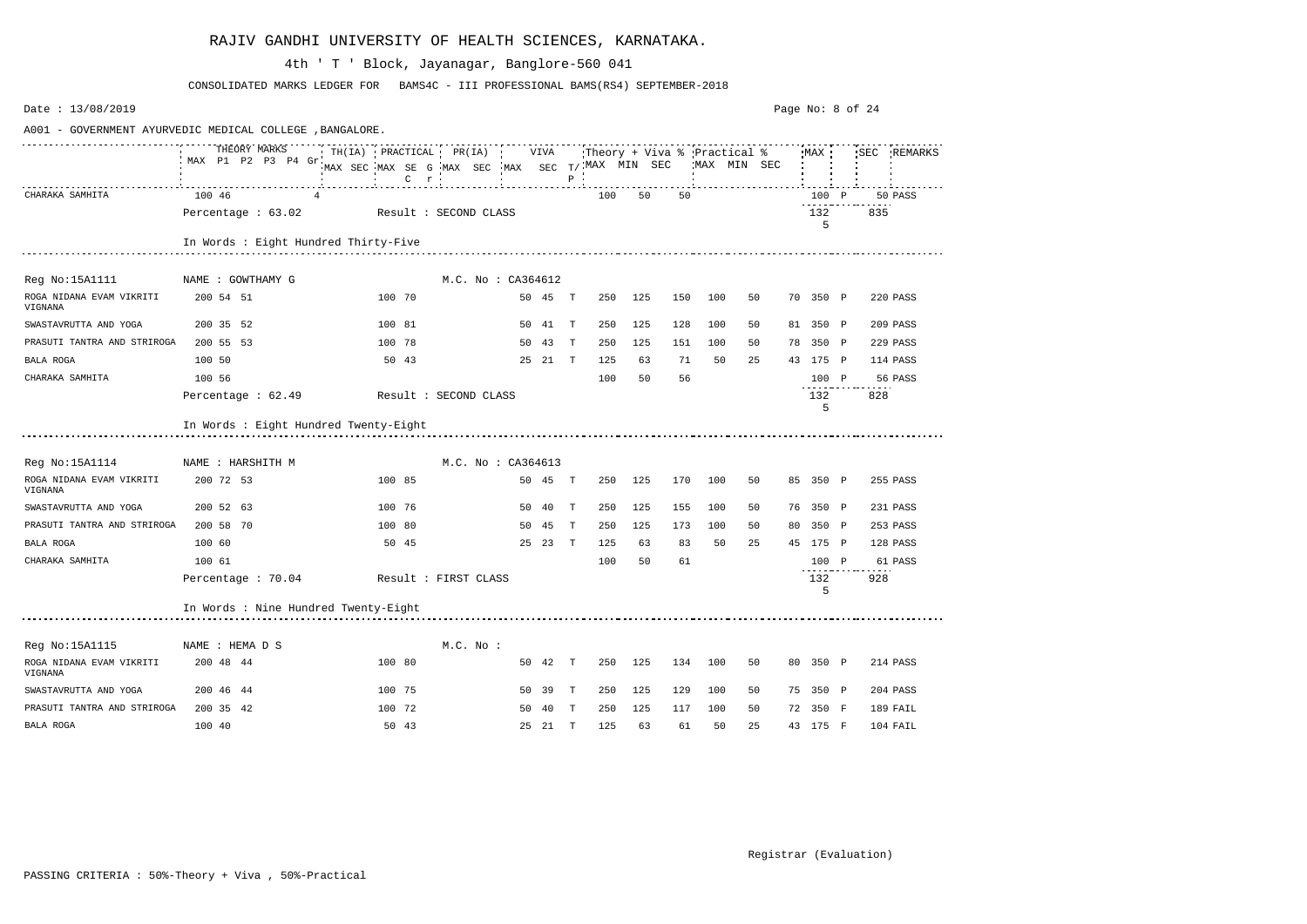# RAJIV GANDHI UNIVERSITY OF HEALTH SCIENCES, KARNATAKA.

4th ' T ' Block, Jayanagar, Banglore-560 041

CONSOLIDATED MARKS LEDGER FOR BAMS4C - III PROFESSIONAL BAMS(RS4) SEPTEMBER-2018

Date : 13/08/2019

A001 - GOVERNMENT AYURVEDIC MEDICAL COLLEGE ,BANGALORE.

| | THEORY MARKS | | | | | | TH(IA) | | PRACTICAL | | | | PR(IA) | | VIVA | | | Theory + Viva % | | | Practical % | | | MAX | | SEC | REMARKS |
|---|---|---|---|---|---|---|---|---|---|---|---|---|---|---|---|---|---|---|---|---|---|---|---|---|---|---|---|
| | MAX | P1 | P2 | P3 | P4 | Gr | MAX | SEC | MAX | SEC | G | r | MAX | SEC | MAX | SEC | T/P | MAX | MIN | SEC | MAX | MIN | SEC | | | | |
| CHARAKA SAMHITA | 100 | 46 | | | | 4 | | | | | | | | | | | | 100 | 50 | 50 | | | | 100 | P | 50 | PASS |
| | Percentage : 63.02 | | | | | | Result : SECOND CLASS | | | | | | | | | | | | | | | | | 1325 | | 835 | |
| | In Words : Eight Hundred Thirty-Five | | | | | | | | | | | | | | | | | | | | | | | | | | |
| Reg No:15A1111 | NAME : GOWTHAMY G | | | | | | | | | | | | M.C. No : CA364612 | | | | | | | | | | | | | | |
| ROGA NIDANA EVAM VIKRITI VIGNANA | 200 | 54 | 51 | | | | | | 100 | 70 | | | | | 50 | 45 | T | 250 | 125 | 150 | 100 | 50 | 70 | 350 | P | 220 | PASS |
| SWASTAVRUTTA AND YOGA | 200 | 35 | 52 | | | | | | 100 | 81 | | | | | 50 | 41 | T | 250 | 125 | 128 | 100 | 50 | 81 | 350 | P | 209 | PASS |
| PRASUTI TANTRA AND STRIROGA | 200 | 55 | 53 | | | | | | 100 | 78 | | | | | 50 | 43 | T | 250 | 125 | 151 | 100 | 50 | 78 | 350 | P | 229 | PASS |
| BALA ROGA | 100 | 50 | | | | | | | 50 | 43 | | | | | 25 | 21 | T | 125 | 63 | 71 | 50 | 25 | 43 | 175 | P | 114 | PASS |
| CHARAKA SAMHITA | 100 | 56 | | | | | | | | | | | | | | | | 100 | 50 | 56 | | | | 100 | P | 56 | PASS |
| | Percentage : 62.49 | | | | | | Result : SECOND CLASS | | | | | | | | | | | | | | | | | 1325 | | 828 | |
| | In Words : Eight Hundred Twenty-Eight | | | | | | | | | | | | | | | | | | | | | | | | | | |
| Reg No:15A1114 | NAME : HARSHITH M | | | | | | | | | | | | M.C. No : CA364613 | | | | | | | | | | | | | | |
| ROGA NIDANA EVAM VIKRITI VIGNANA | 200 | 72 | 53 | | | | | | 100 | 85 | | | | | 50 | 45 | T | 250 | 125 | 170 | 100 | 50 | 85 | 350 | P | 255 | PASS |
| SWASTAVRUTTA AND YOGA | 200 | 52 | 63 | | | | | | 100 | 76 | | | | | 50 | 40 | T | 250 | 125 | 155 | 100 | 50 | 76 | 350 | P | 231 | PASS |
| PRASUTI TANTRA AND STRIROGA | 200 | 58 | 70 | | | | | | 100 | 80 | | | | | 50 | 45 | T | 250 | 125 | 173 | 100 | 50 | 80 | 350 | P | 253 | PASS |
| BALA ROGA | 100 | 60 | | | | | | | 50 | 45 | | | | | 25 | 23 | T | 125 | 63 | 83 | 50 | 25 | 45 | 175 | P | 128 | PASS |
| CHARAKA SAMHITA | 100 | 61 | | | | | | | | | | | | | | | | 100 | 50 | 61 | | | | 100 | P | 61 | PASS |
| | Percentage : 70.04 | | | | | | Result : FIRST CLASS | | | | | | | | | | | | | | | | | 1325 | | 928 | |
| | In Words : Nine Hundred Twenty-Eight | | | | | | | | | | | | | | | | | | | | | | | | | | |
| Reg No:15A1115 | NAME : HEMA D S | | | | | | | | | | | | M.C. No : | | | | | | | | | | | | | | |
| ROGA NIDANA EVAM VIKRITI VIGNANA | 200 | 48 | 44 | | | | | | 100 | 80 | | | | | 50 | 42 | T | 250 | 125 | 134 | 100 | 50 | 80 | 350 | P | 214 | PASS |
| SWASTAVRUTTA AND YOGA | 200 | 46 | 44 | | | | | | 100 | 75 | | | | | 50 | 39 | T | 250 | 125 | 129 | 100 | 50 | 75 | 350 | P | 204 | PASS |
| PRASUTI TANTRA AND STRIROGA | 200 | 35 | 42 | | | | | | 100 | 72 | | | | | 50 | 40 | T | 250 | 125 | 117 | 100 | 50 | 72 | 350 | F | 189 | FAIL |
| BALA ROGA | 100 | 40 | | | | | | | 50 | 43 | | | | | 25 | 21 | T | 125 | 63 | 61 | 50 | 25 | 43 | 175 | F | 104 | FAIL |

Registrar (Evaluation)

PASSING CRITERIA : 50%-Theory + Viva , 50%-Practical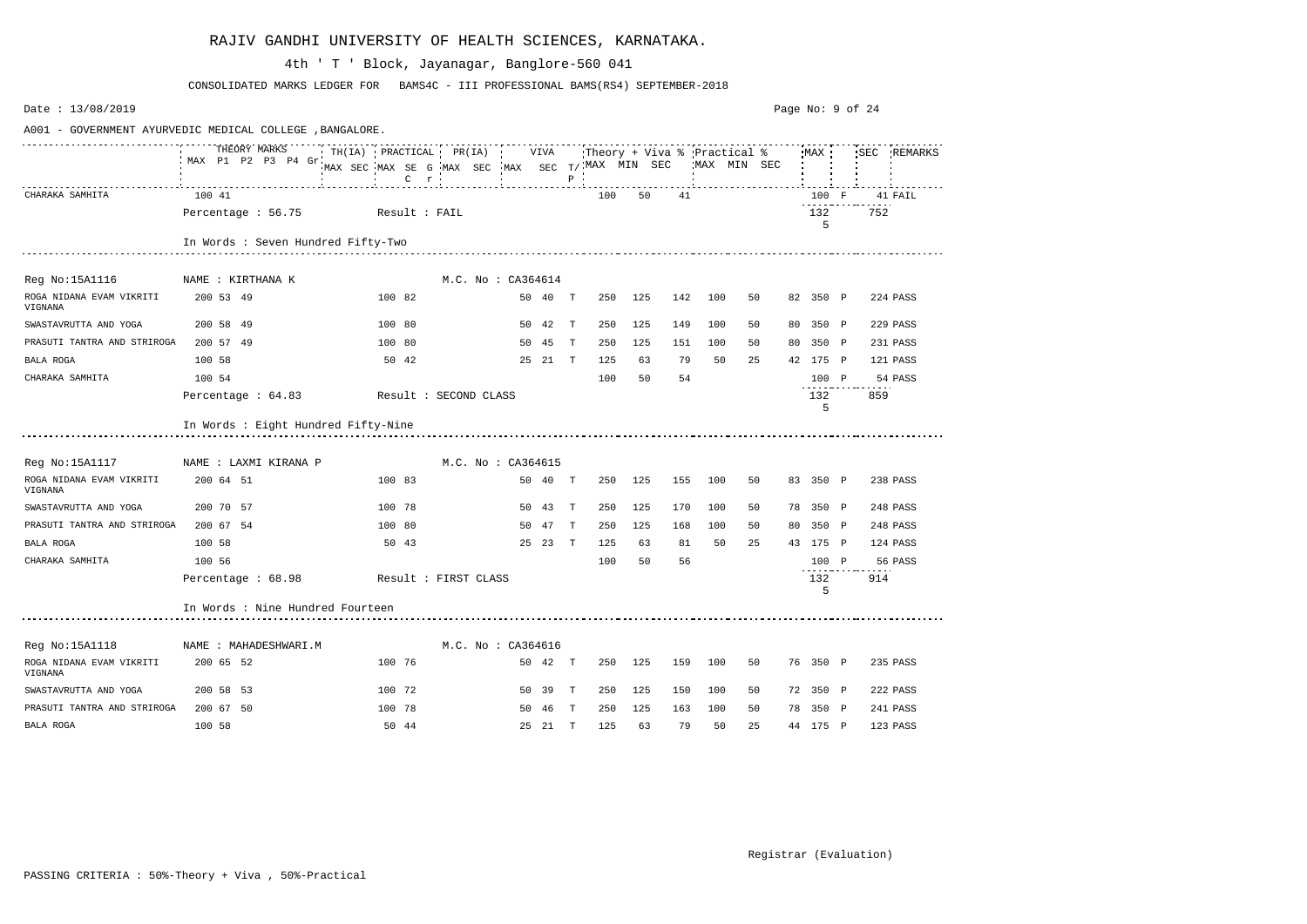# RAJIV GANDHI UNIVERSITY OF HEALTH SCIENCES, KARNATAKA.

4th ' T ' Block, Jayanagar, Banglore-560 041

CONSOLIDATED MARKS LEDGER FOR BAMS4C - III PROFESSIONAL BAMS(RS4) SEPTEMBER-2018

Date : 13/08/2019

A001 - GOVERNMENT AYURVEDIC MEDICAL COLLEGE ,BANGALORE.

| | THEORY MARKS MAX | P1 | P2 | P3 | P4 | Gr | TH(IA) MAX | SEC | PRACTICAL MAX | SE | G C r | PR(IA) MAX | SEC | VIVA MAX | SEC | T/P | Theory + Viva % MAX | MIN | SEC | Practical % MAX | MIN | SEC | MAX | | SEC | REMARKS |
|---|---|---|---|---|---|---|---|---|---|---|---|---|---|---|---|---|---|---|---|---|---|---|---|---|---|---|
| CHARAKA SAMHITA | 100 | 41 | | | | | | | | | | | | | | | 100 | 50 | 41 | | | | 100 | F | 41 | FAIL |
| Percentage : 56.75 | Result : FAIL | | | | | | | | | | | | | | | | | | | | | | 1325 | | 752 | |
| In Words : Seven Hundred Fifty-Two | | | | | | | | | | | | | | | | | | | | | | | | | | |
| Reg No:15A1116 | NAME : KIRTHANA K | | | | | | | | | | | M.C. No : CA364614 | | | | | | | | | | | | | | |
| ROGA NIDANA EVAM VIKRITI VIGNANA | 200 | 53 | 49 | | | | | | 100 | 82 | | | | 50 | 40 | T | 250 | 125 | 142 | 100 | 50 | 82 | 350 | P | 224 | PASS |
| SWASTAVRUTTA AND YOGA | 200 | 58 | 49 | | | | | | 100 | 80 | | | | 50 | 42 | T | 250 | 125 | 149 | 100 | 50 | 80 | 350 | P | 229 | PASS |
| PRASUTI TANTRA AND STRIROGA | 200 | 57 | 49 | | | | | | 100 | 80 | | | | 50 | 45 | T | 250 | 125 | 151 | 100 | 50 | 80 | 350 | P | 231 | PASS |
| BALA ROGA | 100 | 58 | | | | | | | 50 | 42 | | | | 25 | 21 | T | 125 | 63 | 79 | 50 | 25 | 42 | 175 | P | 121 | PASS |
| CHARAKA SAMHITA | 100 | 54 | | | | | | | | | | | | | | | 100 | 50 | 54 | | | | 100 | P | 54 | PASS |
| Percentage : 64.83 | Result : SECOND CLASS | | | | | | | | | | | | | | | | | | | | | | 1325 | | 859 | |
| In Words : Eight Hundred Fifty-Nine | | | | | | | | | | | | | | | | | | | | | | | | | | |
| Reg No:15A1117 | NAME : LAXMI KIRANA P | | | | | | | | | | | M.C. No : CA364615 | | | | | | | | | | | | | | |
| ROGA NIDANA EVAM VIKRITI VIGNANA | 200 | 64 | 51 | | | | | | 100 | 83 | | | | 50 | 40 | T | 250 | 125 | 155 | 100 | 50 | 83 | 350 | P | 238 | PASS |
| SWASTAVRUTTA AND YOGA | 200 | 70 | 57 | | | | | | 100 | 78 | | | | 50 | 43 | T | 250 | 125 | 170 | 100 | 50 | 78 | 350 | P | 248 | PASS |
| PRASUTI TANTRA AND STRIROGA | 200 | 67 | 54 | | | | | | 100 | 80 | | | | 50 | 47 | T | 250 | 125 | 168 | 100 | 50 | 80 | 350 | P | 248 | PASS |
| BALA ROGA | 100 | 58 | | | | | | | 50 | 43 | | | | 25 | 23 | T | 125 | 63 | 81 | 50 | 25 | 43 | 175 | P | 124 | PASS |
| CHARAKA SAMHITA | 100 | 56 | | | | | | | | | | | | | | | 100 | 50 | 56 | | | | 100 | P | 56 | PASS |
| Percentage : 68.98 | Result : FIRST CLASS | | | | | | | | | | | | | | | | | | | | | | 1325 | | 914 | |
| In Words : Nine Hundred Fourteen | | | | | | | | | | | | | | | | | | | | | | | | | | |
| Reg No:15A1118 | NAME : MAHADESHWARI.M | | | | | | | | | | | M.C. No : CA364616 | | | | | | | | | | | | | | |
| ROGA NIDANA EVAM VIKRITI VIGNANA | 200 | 65 | 52 | | | | | | 100 | 76 | | | | 50 | 42 | T | 250 | 125 | 159 | 100 | 50 | 76 | 350 | P | 235 | PASS |
| SWASTAVRUTTA AND YOGA | 200 | 58 | 53 | | | | | | 100 | 72 | | | | 50 | 39 | T | 250 | 125 | 150 | 100 | 50 | 72 | 350 | P | 222 | PASS |
| PRASUTI TANTRA AND STRIROGA | 200 | 67 | 50 | | | | | | 100 | 78 | | | | 50 | 46 | T | 250 | 125 | 163 | 100 | 50 | 78 | 350 | P | 241 | PASS |
| BALA ROGA | 100 | 58 | | | | | | | 50 | 44 | | | | 25 | 21 | T | 125 | 63 | 79 | 50 | 25 | 44 | 175 | P | 123 | PASS |

Registrar (Evaluation)

PASSING CRITERIA : 50%-Theory + Viva , 50%-Practical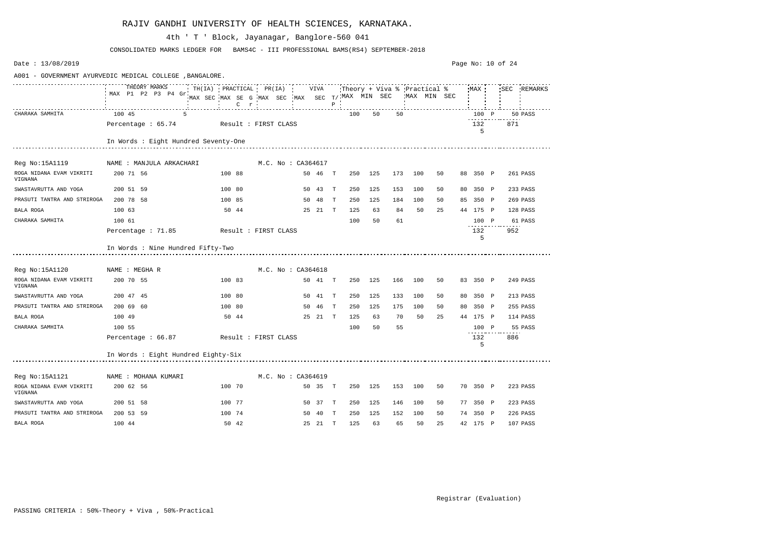# RAJIV GANDHI UNIVERSITY OF HEALTH SCIENCES, KARNATAKA.

4th ' T ' Block, Jayanagar, Banglore-560 041

CONSOLIDATED MARKS LEDGER FOR BAMS4C - III PROFESSIONAL BAMS(RS4) SEPTEMBER-2018

Date : 13/08/2019

A001 - GOVERNMENT AYURVEDIC MEDICAL COLLEGE ,BANGALORE.

| | THEORY MARKS MAX P1 P2 P3 P4 Gr | TH(IA) MAX SEC | PRACTICAL MAX SEC G C r | PR(IA) MAX SEC | VIVA MAX SEC | T/P | Theory + Viva % MAX | MIN | SEC | Practical % MAX | MIN | SEC | MAX | | SEC | REMARKS |
|---|---|---|---|---|---|---|---|---|---|---|---|---|---|---|---|---|
| CHARAKA SAMHITA | 100 45 5 | | | | | | 100 | 50 | 50 | | | | 100 | P | 50 | PASS |
| | Percentage : 65.74 | | Result : FIRST CLASS | | | | | | | | | | 1325 | | 871 | |
| | In Words : Eight Hundred Seventy-One | | | | | | | | | | | | | | | |
| **Reg No:15A1119** | **NAME : MANJULA ARKACHARI** | | | M.C. No : CA364617 | | | | | | | | | | | | |
| ROGA NIDANA EVAM VIKRITI VIGNANA | 200 71 56 | | 100 88 | | 50 46 | T | 250 | 125 | 173 | 100 | 50 | 88 | 350 | P | 261 | PASS |
| SWASTAVRUTTA AND YOGA | 200 51 59 | | 100 80 | | 50 43 | T | 250 | 125 | 153 | 100 | 50 | 80 | 350 | P | 233 | PASS |
| PRASUTI TANTRA AND STRIROGA | 200 78 58 | | 100 85 | | 50 48 | T | 250 | 125 | 184 | 100 | 50 | 85 | 350 | P | 269 | PASS |
| BALA ROGA | 100 63 | | 50 44 | | 25 21 | T | 125 | 63 | 84 | 50 | 25 | 44 | 175 | P | 128 | PASS |
| CHARAKA SAMHITA | 100 61 | | | | | | 100 | 50 | 61 | | | | 100 | P | 61 | PASS |
| | Percentage : 71.85 | | Result : FIRST CLASS | | | | | | | | | | 1325 | | 952 | |
| | In Words : Nine Hundred Fifty-Two | | | | | | | | | | | | | | | |
| **Reg No:15A1120** | **NAME : MEGHA R** | | | M.C. No : CA364618 | | | | | | | | | | | | |
| ROGA NIDANA EVAM VIKRITI VIGNANA | 200 70 55 | | 100 83 | | 50 41 | T | 250 | 125 | 166 | 100 | 50 | 83 | 350 | P | 249 | PASS |
| SWASTAVRUTTA AND YOGA | 200 47 45 | | 100 80 | | 50 41 | T | 250 | 125 | 133 | 100 | 50 | 80 | 350 | P | 213 | PASS |
| PRASUTI TANTRA AND STRIROGA | 200 69 60 | | 100 80 | | 50 46 | T | 250 | 125 | 175 | 100 | 50 | 80 | 350 | P | 255 | PASS |
| BALA ROGA | 100 49 | | 50 44 | | 25 21 | T | 125 | 63 | 70 | 50 | 25 | 44 | 175 | P | 114 | PASS |
| CHARAKA SAMHITA | 100 55 | | | | | | 100 | 50 | 55 | | | | 100 | P | 55 | PASS |
| | Percentage : 66.87 | | Result : FIRST CLASS | | | | | | | | | | 1325 | | 886 | |
| | In Words : Eight Hundred Eighty-Six | | | | | | | | | | | | | | | |
| **Reg No:15A1121** | **NAME : MOHANA KUMARI** | | | M.C. No : CA364619 | | | | | | | | | | | | |
| ROGA NIDANA EVAM VIKRITI VIGNANA | 200 62 56 | | 100 70 | | 50 35 | T | 250 | 125 | 153 | 100 | 50 | 70 | 350 | P | 223 | PASS |
| SWASTAVRUTTA AND YOGA | 200 51 58 | | 100 77 | | 50 37 | T | 250 | 125 | 146 | 100 | 50 | 77 | 350 | P | 223 | PASS |
| PRASUTI TANTRA AND STRIROGA | 200 53 59 | | 100 74 | | 50 40 | T | 250 | 125 | 152 | 100 | 50 | 74 | 350 | P | 226 | PASS |
| BALA ROGA | 100 44 | | 50 42 | | 25 21 | T | 125 | 63 | 65 | 50 | 25 | 42 | 175 | P | 107 | PASS |

Registrar (Evaluation)

PASSING CRITERIA : 50%-Theory + Viva , 50%-Practical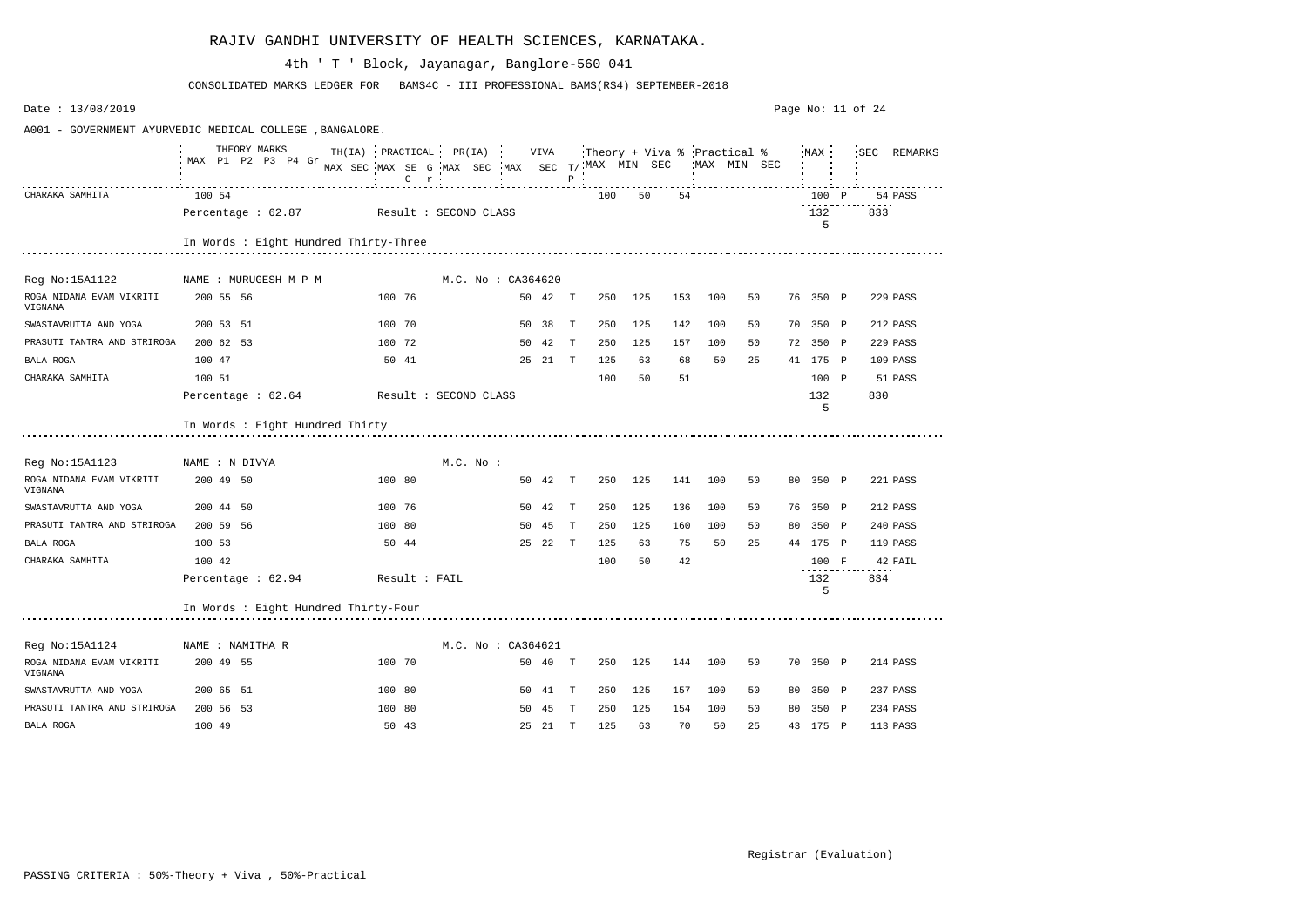# RAJIV GANDHI UNIVERSITY OF HEALTH SCIENCES, KARNATAKA.

4th ' T ' Block, Jayanagar, Banglore-560 041

CONSOLIDATED MARKS LEDGER FOR BAMS4C - III PROFESSIONAL BAMS(RS4) SEPTEMBER-2018

Date : 13/08/2019

A001 - GOVERNMENT AYURVEDIC MEDICAL COLLEGE ,BANGALORE.

| | THEORY MARKS MAX P1 P2 P3 P4 Gr | TH(IA) MAX SEC | PRACTICAL MAX SE G C r | PR(IA) MAX SEC | VIVA MAX SEC T/P | Theory + Viva % MAX MIN SEC | Practical % MAX MIN SEC | MAX | SEC | REMARKS |
|---|---|---|---|---|---|---|---|---|---|---|
| CHARAKA SAMHITA | 100 54 | | | | | 100 50 54 | | 100 P | 54 | PASS |
| Percentage : 62.87 | Result : SECOND CLASS | | | | | | | 1325 | 833 | |
| In Words : Eight Hundred Thirty-Three | | | | | | | | | | |
| **Reg No:15A1122** | **NAME : MURUGESH M P M** | | M.C. No : CA364620 | | | | | | | |
| ROGA NIDANA EVAM VIKRITI VIGNANA | 200 55 56 | | 100 76 | | 50 42 T | 250 125 153 | 100 50 76 | 350 P | 229 | PASS |
| SWASTAVRUTTA AND YOGA | 200 53 51 | | 100 70 | | 50 38 T | 250 125 142 | 100 50 70 | 350 P | 212 | PASS |
| PRASUTI TANTRA AND STRIROGA | 200 62 53 | | 100 72 | | 50 42 T | 250 125 157 | 100 50 72 | 350 P | 229 | PASS |
| BALA ROGA | 100 47 | | 50 41 | | 25 21 T | 125 63 68 | 50 25 41 | 175 P | 109 | PASS |
| CHARAKA SAMHITA | 100 51 | | | | | 100 50 51 | | 100 P | 51 | PASS |
| Percentage : 62.64 | Result : SECOND CLASS | | | | | | | 1325 | 830 | |
| In Words : Eight Hundred Thirty | | | | | | | | | | |
| **Reg No:15A1123** | **NAME : N DIVYA** | | M.C. No : | | | | | | | |
| ROGA NIDANA EVAM VIKRITI VIGNANA | 200 49 50 | | 100 80 | | 50 42 T | 250 125 141 | 100 50 80 | 350 P | 221 | PASS |
| SWASTAVRUTTA AND YOGA | 200 44 50 | | 100 76 | | 50 42 T | 250 125 136 | 100 50 76 | 350 P | 212 | PASS |
| PRASUTI TANTRA AND STRIROGA | 200 59 56 | | 100 80 | | 50 45 T | 250 125 160 | 100 50 80 | 350 P | 240 | PASS |
| BALA ROGA | 100 53 | | 50 44 | | 25 22 T | 125 63 75 | 50 25 44 | 175 P | 119 | PASS |
| CHARAKA SAMHITA | 100 42 | | | | | 100 50 42 | | 100 F | 42 | FAIL |
| Percentage : 62.94 | Result : FAIL | | | | | | | 1325 | 834 | |
| In Words : Eight Hundred Thirty-Four | | | | | | | | | | |
| **Reg No:15A1124** | **NAME : NAMITHA R** | | M.C. No : CA364621 | | | | | | | |
| ROGA NIDANA EVAM VIKRITI VIGNANA | 200 49 55 | | 100 70 | | 50 40 T | 250 125 144 | 100 50 70 | 350 P | 214 | PASS |
| SWASTAVRUTTA AND YOGA | 200 65 51 | | 100 80 | | 50 41 T | 250 125 157 | 100 50 80 | 350 P | 237 | PASS |
| PRASUTI TANTRA AND STRIROGA | 200 56 53 | | 100 80 | | 50 45 T | 250 125 154 | 100 50 80 | 350 P | 234 | PASS |
| BALA ROGA | 100 49 | | 50 43 | | 25 21 T | 125 63 70 | 50 25 43 | 175 P | 113 | PASS |

Registrar (Evaluation)

PASSING CRITERIA : 50%-Theory + Viva , 50%-Practical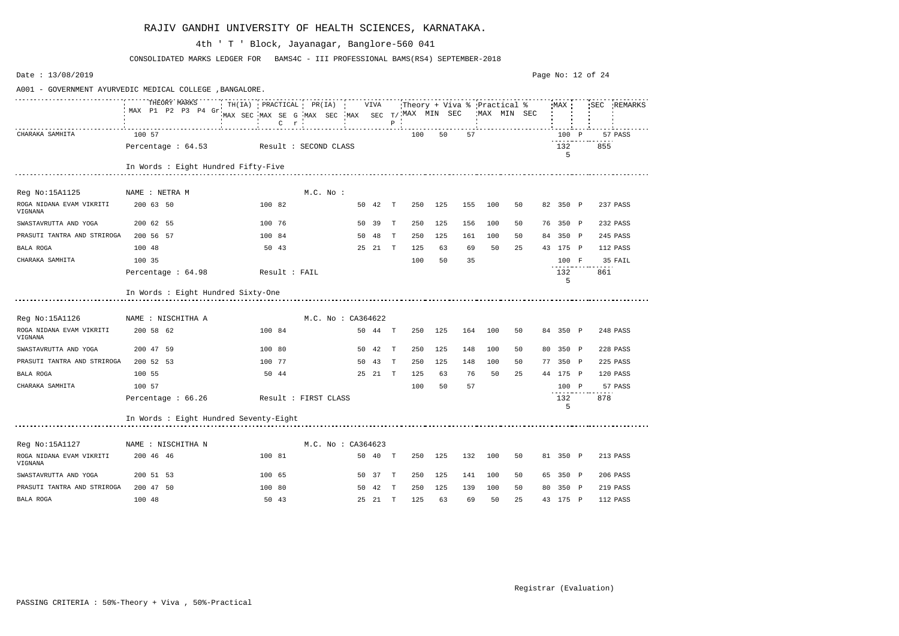# RAJIV GANDHI UNIVERSITY OF HEALTH SCIENCES, KARNATAKA.

4th ' T ' Block, Jayanagar, Banglore-560 041

CONSOLIDATED MARKS LEDGER FOR BAMS4C - III PROFESSIONAL BAMS(RS4) SEPTEMBER-2018

Date : 13/08/2019

A001 - GOVERNMENT AYURVEDIC MEDICAL COLLEGE ,BANGALORE.

| | THEORY MARKS MAX P1 P2 P3 P4 Gr | TH(IA) MAX SEC | PRACTICAL MAX SE G C r | PR(IA) MAX SEC | VIVA MAX SEC | T/P | Theory + Viva % MAX | MIN | SEC | Practical % MAX | MIN | SEC | MAX | | SEC | REMARKS |
|---|---|---|---|---|---|---|---|---|---|---|---|---|---|---|---|---|
| CHARAKA SAMHITA | 100 57 | | | | | | 100 | 50 | 57 | | | | 100 | P | 57 | PASS |
| | Percentage : 64.53 | Result : SECOND CLASS | | | | | | | | | | | 1325 | | 855 | |
| | In Words : Eight Hundred Fifty-Five | | | | | | | | | | | | | | | |
| Reg No:15A1125 | NAME : NETRA M | | | M.C. No : | | | | | | | | | | | | |
| ROGA NIDANA EVAM VIKRITI VIGNANA | 200 63 50 | | 100 82 | | 50 42 | T | 250 | 125 | 155 | 100 | 50 | 82 | 350 | P | 237 | PASS |
| SWASTAVRUTTA AND YOGA | 200 62 55 | | 100 76 | | 50 39 | T | 250 | 125 | 156 | 100 | 50 | 76 | 350 | P | 232 | PASS |
| PRASUTI TANTRA AND STRIROGA | 200 56 57 | | 100 84 | | 50 48 | T | 250 | 125 | 161 | 100 | 50 | 84 | 350 | P | 245 | PASS |
| BALA ROGA | 100 48 | | 50 43 | | 25 21 | T | 125 | 63 | 69 | 50 | 25 | 43 | 175 | P | 112 | PASS |
| CHARAKA SAMHITA | 100 35 | | | | | | 100 | 50 | 35 | | | | 100 | F | 35 | FAIL |
| | Percentage : 64.98 | Result : FAIL | | | | | | | | | | | 1325 | | 861 | |
| | In Words : Eight Hundred Sixty-One | | | | | | | | | | | | | | | |
| Reg No:15A1126 | NAME : NISCHITHA A | | | M.C. No : CA364622 | | | | | | | | | | | | |
| ROGA NIDANA EVAM VIKRITI VIGNANA | 200 58 62 | | 100 84 | | 50 44 | T | 250 | 125 | 164 | 100 | 50 | 84 | 350 | P | 248 | PASS |
| SWASTAVRUTTA AND YOGA | 200 47 59 | | 100 80 | | 50 42 | T | 250 | 125 | 148 | 100 | 50 | 80 | 350 | P | 228 | PASS |
| PRASUTI TANTRA AND STRIROGA | 200 52 53 | | 100 77 | | 50 43 | T | 250 | 125 | 148 | 100 | 50 | 77 | 350 | P | 225 | PASS |
| BALA ROGA | 100 55 | | 50 44 | | 25 21 | T | 125 | 63 | 76 | 50 | 25 | 44 | 175 | P | 120 | PASS |
| CHARAKA SAMHITA | 100 57 | | | | | | 100 | 50 | 57 | | | | 100 | P | 57 | PASS |
| | Percentage : 66.26 | Result : FIRST CLASS | | | | | | | | | | | 1325 | | 878 | |
| | In Words : Eight Hundred Seventy-Eight | | | | | | | | | | | | | | | |
| Reg No:15A1127 | NAME : NISCHITHA N | | | M.C. No : CA364623 | | | | | | | | | | | | |
| ROGA NIDANA EVAM VIKRITI VIGNANA | 200 46 46 | | 100 81 | | 50 40 | T | 250 | 125 | 132 | 100 | 50 | 81 | 350 | P | 213 | PASS |
| SWASTAVRUTTA AND YOGA | 200 51 53 | | 100 65 | | 50 37 | T | 250 | 125 | 141 | 100 | 50 | 65 | 350 | P | 206 | PASS |
| PRASUTI TANTRA AND STRIROGA | 200 47 50 | | 100 80 | | 50 42 | T | 250 | 125 | 139 | 100 | 50 | 80 | 350 | P | 219 | PASS |
| BALA ROGA | 100 48 | | 50 43 | | 25 21 | T | 125 | 63 | 69 | 50 | 25 | 43 | 175 | P | 112 | PASS |

Registrar (Evaluation)

PASSING CRITERIA : 50%-Theory + Viva , 50%-Practical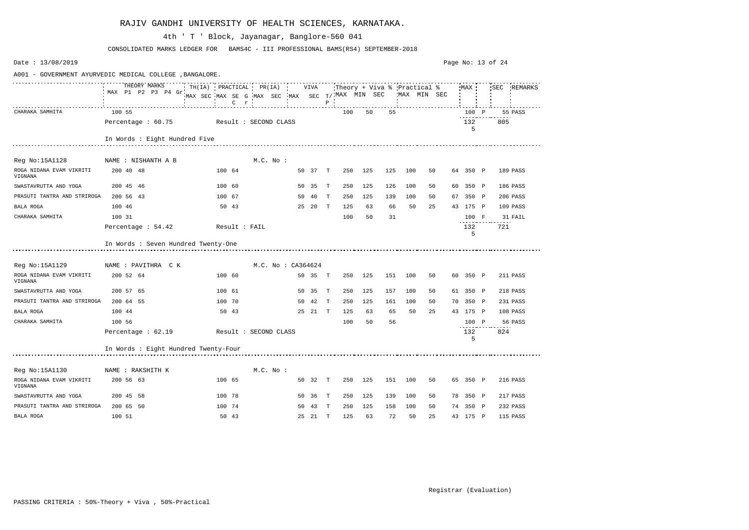# RAJIV GANDHI UNIVERSITY OF HEALTH SCIENCES, KARNATAKA.

4th ' T ' Block, Jayanagar, Banglore-560 041

CONSOLIDATED MARKS LEDGER FOR BAMS4C - III PROFESSIONAL BAMS(RS4) SEPTEMBER-2018

Date : 13/08/2019

A001 - GOVERNMENT AYURVEDIC MEDICAL COLLEGE ,BANGALORE.

| | THEORY MARKS | | | | | | TH(IA) | | PRACTICAL | | | | PR(IA) | | VIVA | | | Theory + Viva % | | | Practical % | | | MAX | | SEC | REMARKS |
|---|---|---|---|---|---|---|---|---|---|---|---|---|---|---|---|---|---|---|---|---|---|---|---|---|---|---|---|
| | MAX | P1 | P2 | P3 | P4 | Gr | MAX | SEC | MAX | SEC | G C | r | MAX | SEC | MAX | SEC | T/P | MAX | MIN | SEC | MAX | MIN | SEC | | | | |
| CHARAKA SAMHITA | 100 | 55 | | | | | | | | | | | | | | | | 100 | 50 | 55 | | | | 100 | P | 55 | PASS |
| Percentage : 60.75 | Result : SECOND CLASS | | | | | | | | | | | | | | | | | | | | | | | 1325 | | 805 | |
| In Words : Eight Hundred Five | | | | | | | | | | | | | | | | | | | | | | | | | | | |
| **Reg No:15A1128** | **NAME : NISHANTH A B** | | | | | | | | | | | | **M.C. No :** | | | | | | | | | | | | | | |
| ROGA NIDANA EVAM VIKRITI VIGNANA | 200 | 40 | 48 | | | | | | 100 | 64 | | | | | 50 | 37 | T | 250 | 125 | 125 | 100 | 50 | 64 | 350 | P | 189 | PASS |
| SWASTAVRUTTA AND YOGA | 200 | 45 | 46 | | | | | | 100 | 60 | | | | | 50 | 35 | T | 250 | 125 | 126 | 100 | 50 | 60 | 350 | P | 186 | PASS |
| PRASUTI TANTRA AND STRIROGA | 200 | 56 | 43 | | | | | | 100 | 67 | | | | | 50 | 40 | T | 250 | 125 | 139 | 100 | 50 | 67 | 350 | P | 206 | PASS |
| BALA ROGA | 100 | 46 | | | | | | | 50 | 43 | | | | | 25 | 20 | T | 125 | 63 | 66 | 50 | 25 | 43 | 175 | P | 109 | PASS |
| CHARAKA SAMHITA | 100 | 31 | | | | | | | | | | | | | | | | 100 | 50 | 31 | | | | 100 | F | 31 | FAIL |
| Percentage : 54.42 | Result : FAIL | | | | | | | | | | | | | | | | | | | | | | | 1325 | | 721 | |
| In Words : Seven Hundred Twenty-One | | | | | | | | | | | | | | | | | | | | | | | | | | | |
| **Reg No:15A1129** | **NAME : PAVITHRA C K** | | | | | | | | | | | | **M.C. No : CA364624** | | | | | | | | | | | | | | |
| ROGA NIDANA EVAM VIKRITI VIGNANA | 200 | 52 | 64 | | | | | | 100 | 60 | | | | | 50 | 35 | T | 250 | 125 | 151 | 100 | 50 | 60 | 350 | P | 211 | PASS |
| SWASTAVRUTTA AND YOGA | 200 | 57 | 65 | | | | | | 100 | 61 | | | | | 50 | 35 | T | 250 | 125 | 157 | 100 | 50 | 61 | 350 | P | 218 | PASS |
| PRASUTI TANTRA AND STRIROGA | 200 | 64 | 55 | | | | | | 100 | 70 | | | | | 50 | 42 | T | 250 | 125 | 161 | 100 | 50 | 70 | 350 | P | 231 | PASS |
| BALA ROGA | 100 | 44 | | | | | | | 50 | 43 | | | | | 25 | 21 | T | 125 | 63 | 65 | 50 | 25 | 43 | 175 | P | 108 | PASS |
| CHARAKA SAMHITA | 100 | 56 | | | | | | | | | | | | | | | | 100 | 50 | 56 | | | | 100 | P | 56 | PASS |
| Percentage : 62.19 | Result : SECOND CLASS | | | | | | | | | | | | | | | | | | | | | | | 1325 | | 824 | |
| In Words : Eight Hundred Twenty-Four | | | | | | | | | | | | | | | | | | | | | | | | | | | |
| **Reg No:15A1130** | **NAME : RAKSHITH K** | | | | | | | | | | | | **M.C. No :** | | | | | | | | | | | | | | |
| ROGA NIDANA EVAM VIKRITI VIGNANA | 200 | 56 | 63 | | | | | | 100 | 65 | | | | | 50 | 32 | T | 250 | 125 | 151 | 100 | 50 | 65 | 350 | P | 216 | PASS |
| SWASTAVRUTTA AND YOGA | 200 | 45 | 58 | | | | | | 100 | 78 | | | | | 50 | 36 | T | 250 | 125 | 139 | 100 | 50 | 78 | 350 | P | 217 | PASS |
| PRASUTI TANTRA AND STRIROGA | 200 | 65 | 50 | | | | | | 100 | 74 | | | | | 50 | 43 | T | 250 | 125 | 158 | 100 | 50 | 74 | 350 | P | 232 | PASS |
| BALA ROGA | 100 | 51 | | | | | | | 50 | 43 | | | | | 25 | 21 | T | 125 | 63 | 72 | 50 | 25 | 43 | 175 | P | 115 | PASS |

Registrar (Evaluation)

PASSING CRITERIA : 50%-Theory + Viva , 50%-Practical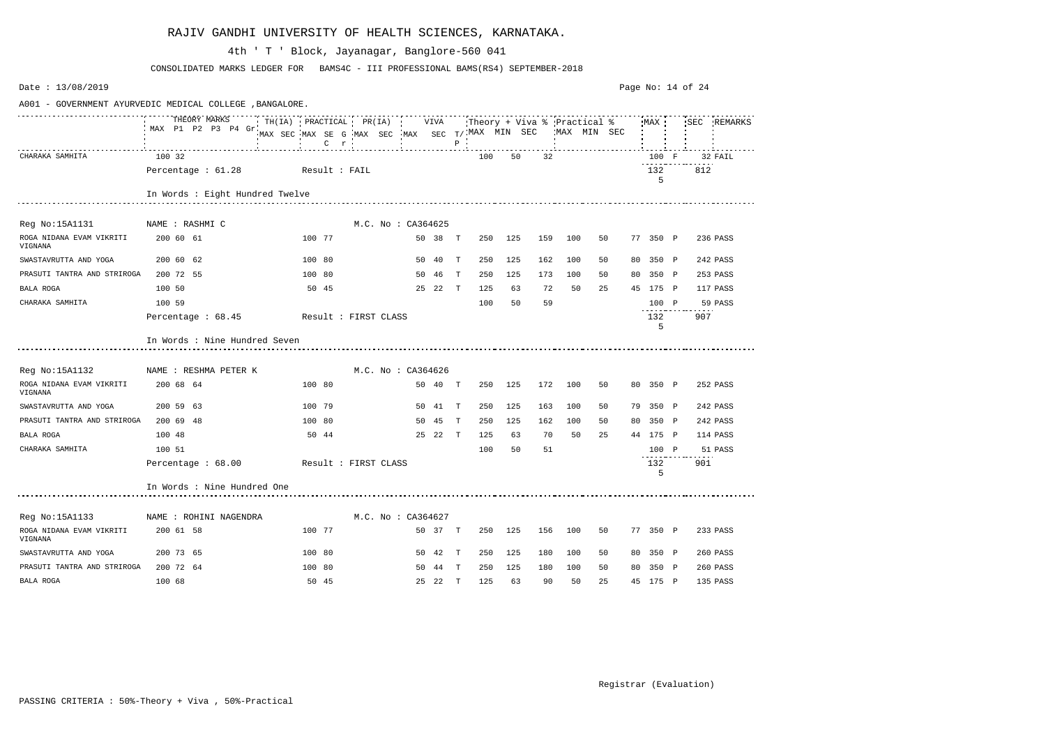# RAJIV GANDHI UNIVERSITY OF HEALTH SCIENCES, KARNATAKA.

4th ' T ' Block, Jayanagar, Banglore-560 041

CONSOLIDATED MARKS LEDGER FOR BAMS4C - III PROFESSIONAL BAMS(RS4) SEPTEMBER-2018

Date : 13/08/2019

A001 - GOVERNMENT AYURVEDIC MEDICAL COLLEGE ,BANGALORE.

| | THEORY MARKS MAX P1 P2 P3 P4 Gr | TH(IA) MAX SEC | PRACTICAL MAX SEC G C r | PR(IA) MAX SEC | VIVA MAX SEC T/P | Theory + Viva % MAX MIN SEC | Practical % MAX MIN SEC | MAX | SEC | REMARKS |
|---|---|---|---|---|---|---|---|---|---|---|
| CHARAKA SAMHITA | 100 32 | | | | | 100 50 32 | | 100 F | 32 | FAIL |
| | Percentage : 61.28 | Result : FAIL | | | | | | 1325 | 812 | |
| | In Words : Eight Hundred Twelve | | | | | | | | | |
| Reg No:15A1131 | NAME : RASHMI C | | | M.C. No : CA364625 | | | | | | |
| ROGA NIDANA EVAM VIKRITI VIGNANA | 200 60 61 | | 100 77 | | 50 38 T | 250 125 159 | 100 50 77 | 350 P | 236 | PASS |
| SWASTAVRUTTA AND YOGA | 200 60 62 | | 100 80 | | 50 40 T | 250 125 162 | 100 50 80 | 350 P | 242 | PASS |
| PRASUTI TANTRA AND STRIROGA | 200 72 55 | | 100 80 | | 50 46 T | 250 125 173 | 100 50 80 | 350 P | 253 | PASS |
| BALA ROGA | 100 50 | | 50 45 | | 25 22 T | 125 63 72 | 50 25 45 | 175 P | 117 | PASS |
| CHARAKA SAMHITA | 100 59 | | | | | 100 50 59 | | 100 P | 59 | PASS |
| | Percentage : 68.45 | Result : FIRST CLASS | | | | | | 1325 | 907 | |
| | In Words : Nine Hundred Seven | | | | | | | | | |
| Reg No:15A1132 | NAME : RESHMA PETER K | | | M.C. No : CA364626 | | | | | | |
| ROGA NIDANA EVAM VIKRITI VIGNANA | 200 68 64 | | 100 80 | | 50 40 T | 250 125 172 | 100 50 80 | 350 P | 252 | PASS |
| SWASTAVRUTTA AND YOGA | 200 59 63 | | 100 79 | | 50 41 T | 250 125 163 | 100 50 79 | 350 P | 242 | PASS |
| PRASUTI TANTRA AND STRIROGA | 200 69 48 | | 100 80 | | 50 45 T | 250 125 162 | 100 50 80 | 350 P | 242 | PASS |
| BALA ROGA | 100 48 | | 50 44 | | 25 22 T | 125 63 70 | 50 25 44 | 175 P | 114 | PASS |
| CHARAKA SAMHITA | 100 51 | | | | | 100 50 51 | | 100 P | 51 | PASS |
| | Percentage : 68.00 | Result : FIRST CLASS | | | | | | 1325 | 901 | |
| | In Words : Nine Hundred One | | | | | | | | | |
| Reg No:15A1133 | NAME : ROHINI NAGENDRA | | | M.C. No : CA364627 | | | | | | |
| ROGA NIDANA EVAM VIKRITI VIGNANA | 200 61 58 | | 100 77 | | 50 37 T | 250 125 156 | 100 50 77 | 350 P | 233 | PASS |
| SWASTAVRUTTA AND YOGA | 200 73 65 | | 100 80 | | 50 42 T | 250 125 180 | 100 50 80 | 350 P | 260 | PASS |
| PRASUTI TANTRA AND STRIROGA | 200 72 64 | | 100 80 | | 50 44 T | 250 125 180 | 100 50 80 | 350 P | 260 | PASS |
| BALA ROGA | 100 68 | | 50 45 | | 25 22 T | 125 63 90 | 50 25 45 | 175 P | 135 | PASS |

Registrar (Evaluation)

PASSING CRITERIA : 50%-Theory + Viva , 50%-Practical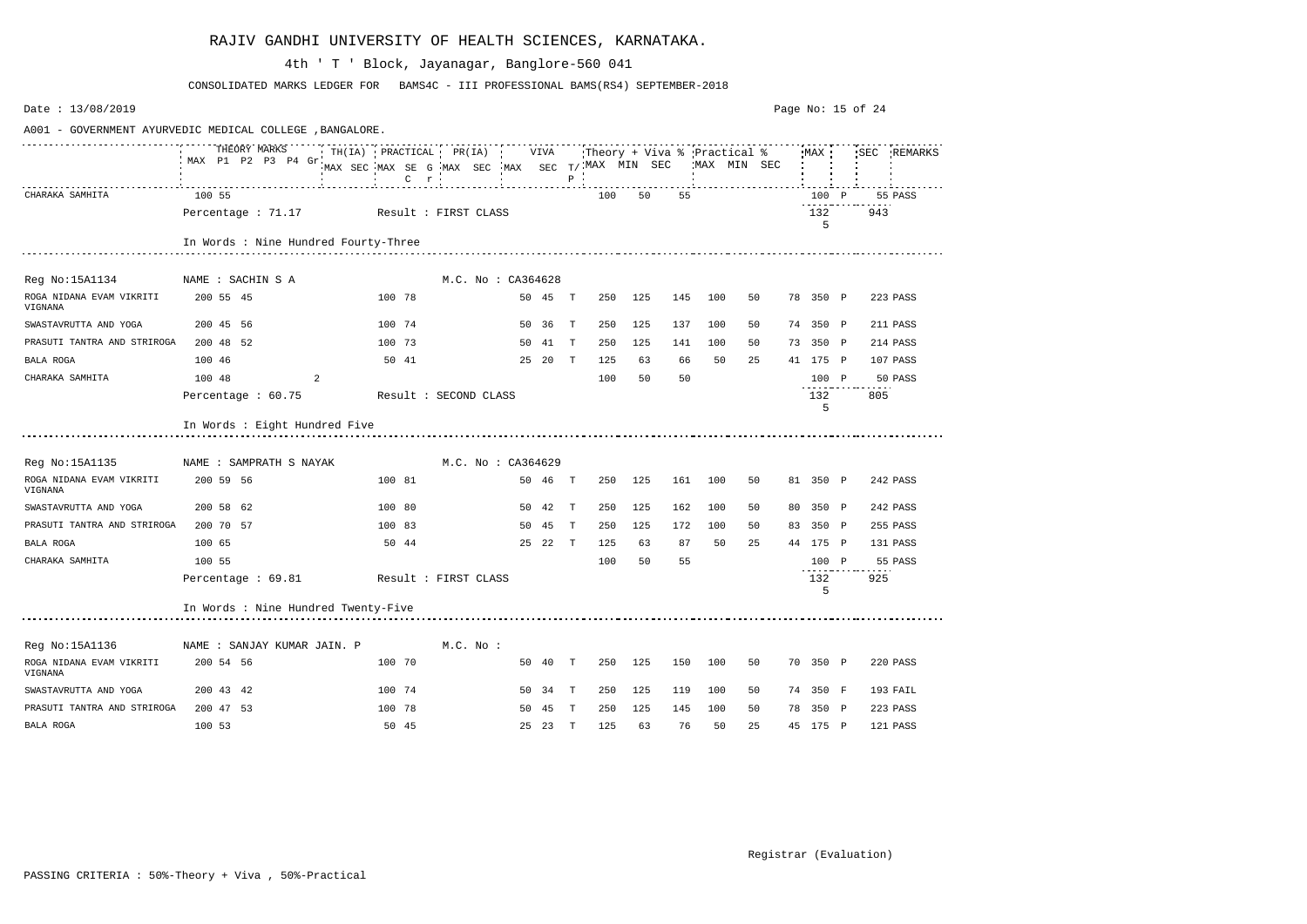# RAJIV GANDHI UNIVERSITY OF HEALTH SCIENCES, KARNATAKA.

4th ' T ' Block, Jayanagar, Banglore-560 041

CONSOLIDATED MARKS LEDGER FOR BAMS4C - III PROFESSIONAL BAMS(RS4) SEPTEMBER-2018

Date : 13/08/2019

A001 - GOVERNMENT AYURVEDIC MEDICAL COLLEGE ,BANGALORE.

| Subject | THEORY MARKS MAX | P1 | P2 | P3 | P4 | Gr | TH(IA) MAX | TH(IA) SEC | PRACTICAL MAX | PRACTICAL SEC | G C | r | PR(IA) MAX | PR(IA) SEC | VIVA MAX | VIVA SEC | T/P | Theory + Viva % MAX | MIN | SEC | Practical % MAX | MIN | SEC | MAX | | SEC | REMARKS |
|---|---|---|---|---|---|---|---|---|---|---|---|---|---|---|---|---|---|---|---|---|---|---|---|---|---|---|---|
| CHARAKA SAMHITA | 100 | 55 | | | | | | | | | | | | | | | | 100 | 50 | 55 | | | | 100 | P | 55 | PASS |
| Percentage : 71.17 | Result : FIRST CLASS | | | | | | | | | | | | | | | | | | | | | | | 1325 | | 943 | |
| In Words : Nine Hundred Fourty-Three | | | | | | | | | | | | | | | | | | | | | | | | | | | |
| **Reg No:15A1134** | **NAME : SACHIN S A** | | | | | | | | | | | | **M.C. No : CA364628** | | | | | | | | | | | | | | |
| ROGA NIDANA EVAM VIKRITI VIGNANA | 200 | 55 | 45 | | | | | | 100 | 78 | | | | | 50 | 45 | T | 250 | 125 | 145 | 100 | 50 | 78 | 350 | P | 223 | PASS |
| SWASTAVRUTTA AND YOGA | 200 | 45 | 56 | | | | | | 100 | 74 | | | | | 50 | 36 | T | 250 | 125 | 137 | 100 | 50 | 74 | 350 | P | 211 | PASS |
| PRASUTI TANTRA AND STRIROGA | 200 | 48 | 52 | | | | | | 100 | 73 | | | | | 50 | 41 | T | 250 | 125 | 141 | 100 | 50 | 73 | 350 | P | 214 | PASS |
| BALA ROGA | 100 | 46 | | | | | | | 50 | 41 | | | | | 25 | 20 | T | 125 | 63 | 66 | 50 | 25 | 41 | 175 | P | 107 | PASS |
| CHARAKA SAMHITA | 100 | 48 | | | | 2 | | | | | | | | | | | | 100 | 50 | 50 | | | | 100 | P | 50 | PASS |
| Percentage : 60.75 | Result : SECOND CLASS | | | | | | | | | | | | | | | | | | | | | | | 1325 | | 805 | |
| In Words : Eight Hundred Five | | | | | | | | | | | | | | | | | | | | | | | | | | | |
| **Reg No:15A1135** | **NAME : SAMPRATH S NAYAK** | | | | | | | | | | | | **M.C. No : CA364629** | | | | | | | | | | | | | | |
| ROGA NIDANA EVAM VIKRITI VIGNANA | 200 | 59 | 56 | | | | | | 100 | 81 | | | | | 50 | 46 | T | 250 | 125 | 161 | 100 | 50 | 81 | 350 | P | 242 | PASS |
| SWASTAVRUTTA AND YOGA | 200 | 58 | 62 | | | | | | 100 | 80 | | | | | 50 | 42 | T | 250 | 125 | 162 | 100 | 50 | 80 | 350 | P | 242 | PASS |
| PRASUTI TANTRA AND STRIROGA | 200 | 70 | 57 | | | | | | 100 | 83 | | | | | 50 | 45 | T | 250 | 125 | 172 | 100 | 50 | 83 | 350 | P | 255 | PASS |
| BALA ROGA | 100 | 65 | | | | | | | 50 | 44 | | | | | 25 | 22 | T | 125 | 63 | 87 | 50 | 25 | 44 | 175 | P | 131 | PASS |
| CHARAKA SAMHITA | 100 | 55 | | | | | | | | | | | | | | | | 100 | 50 | 55 | | | | 100 | P | 55 | PASS |
| Percentage : 69.81 | Result : FIRST CLASS | | | | | | | | | | | | | | | | | | | | | | | 1325 | | 925 | |
| In Words : Nine Hundred Twenty-Five | | | | | | | | | | | | | | | | | | | | | | | | | | | |
| **Reg No:15A1136** | **NAME : SANJAY KUMAR JAIN. P** | | | | | | | | | | | | **M.C. No :** | | | | | | | | | | | | | | |
| ROGA NIDANA EVAM VIKRITI VIGNANA | 200 | 54 | 56 | | | | | | 100 | 70 | | | | | 50 | 40 | T | 250 | 125 | 150 | 100 | 50 | 70 | 350 | P | 220 | PASS |
| SWASTAVRUTTA AND YOGA | 200 | 43 | 42 | | | | | | 100 | 74 | | | | | 50 | 34 | T | 250 | 125 | 119 | 100 | 50 | 74 | 350 | F | 193 | FAIL |
| PRASUTI TANTRA AND STRIROGA | 200 | 47 | 53 | | | | | | 100 | 78 | | | | | 50 | 45 | T | 250 | 125 | 145 | 100 | 50 | 78 | 350 | P | 223 | PASS |
| BALA ROGA | 100 | 53 | | | | | | | 50 | 45 | | | | | 25 | 23 | T | 125 | 63 | 76 | 50 | 25 | 45 | 175 | P | 121 | PASS |

Registrar (Evaluation)

PASSING CRITERIA : 50%-Theory + Viva , 50%-Practical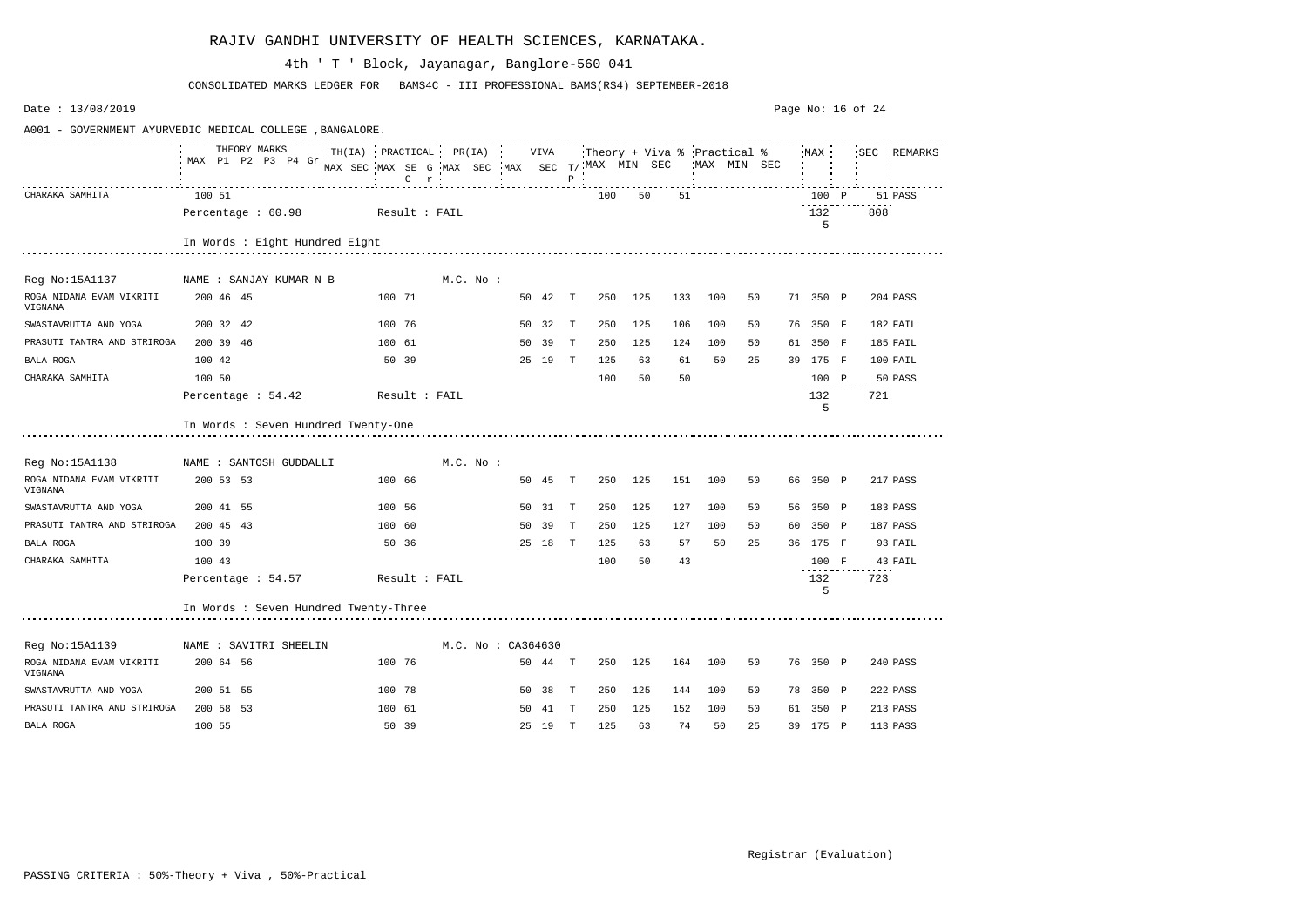# RAJIV GANDHI UNIVERSITY OF HEALTH SCIENCES, KARNATAKA.

4th ' T ' Block, Jayanagar, Banglore-560 041

CONSOLIDATED MARKS LEDGER FOR BAMS4C - III PROFESSIONAL BAMS(RS4) SEPTEMBER-2018

Date : 13/08/2019

A001 - GOVERNMENT AYURVEDIC MEDICAL COLLEGE ,BANGALORE.

| | THEORY MARKS MAX P1 P2 P3 P4 Gr | TH(IA) MAX SEC | PRACTICAL MAX SE G C r | PR(IA) MAX SEC | VIVA MAX SEC | T/P | Theory + Viva % MAX | MIN | SEC | Practical % MAX | MIN | SEC | MAX | | SEC | REMARKS |
|---|---|---|---|---|---|---|---|---|---|---|---|---|---|---|---|---|
| CHARAKA SAMHITA | 100 51 | | | | | | 100 | 50 | 51 | | | | 100 | P | 51 | PASS |
| | Percentage : 60.98 | Result : FAIL | | | | | | | | | | | 1325 | | 808 | |
| | In Words : Eight Hundred Eight | | | | | | | | | | | | | | | |
| Reg No:15A1137 | NAME : SANJAY KUMAR N B | | | M.C. No : | | | | | | | | | | | | |
| ROGA NIDANA EVAM VIKRITI VIGNANA | 200 46 45 | | 100 71 | | 50 42 | T | 250 | 125 | 133 | 100 | 50 | 71 | 350 | P | 204 | PASS |
| SWASTAVRUTTA AND YOGA | 200 32 42 | | 100 76 | | 50 32 | T | 250 | 125 | 106 | 100 | 50 | 76 | 350 | F | 182 | FAIL |
| PRASUTI TANTRA AND STRIROGA | 200 39 46 | | 100 61 | | 50 39 | T | 250 | 125 | 124 | 100 | 50 | 61 | 350 | F | 185 | FAIL |
| BALA ROGA | 100 42 | | 50 39 | | 25 19 | T | 125 | 63 | 61 | 50 | 25 | 39 | 175 | F | 100 | FAIL |
| CHARAKA SAMHITA | 100 50 | | | | | | 100 | 50 | 50 | | | | 100 | P | 50 | PASS |
| | Percentage : 54.42 | Result : FAIL | | | | | | | | | | | 1325 | | 721 | |
| | In Words : Seven Hundred Twenty-One | | | | | | | | | | | | | | | |
| Reg No:15A1138 | NAME : SANTOSH GUDDALLI | | | M.C. No : | | | | | | | | | | | | |
| ROGA NIDANA EVAM VIKRITI VIGNANA | 200 53 53 | | 100 66 | | 50 45 | T | 250 | 125 | 151 | 100 | 50 | 66 | 350 | P | 217 | PASS |
| SWASTAVRUTTA AND YOGA | 200 41 55 | | 100 56 | | 50 31 | T | 250 | 125 | 127 | 100 | 50 | 56 | 350 | P | 183 | PASS |
| PRASUTI TANTRA AND STRIROGA | 200 45 43 | | 100 60 | | 50 39 | T | 250 | 125 | 127 | 100 | 50 | 60 | 350 | P | 187 | PASS |
| BALA ROGA | 100 39 | | 50 36 | | 25 18 | T | 125 | 63 | 57 | 50 | 25 | 36 | 175 | F | 93 | FAIL |
| CHARAKA SAMHITA | 100 43 | | | | | | 100 | 50 | 43 | | | | 100 | F | 43 | FAIL |
| | Percentage : 54.57 | Result : FAIL | | | | | | | | | | | 1325 | | 723 | |
| | In Words : Seven Hundred Twenty-Three | | | | | | | | | | | | | | | |
| Reg No:15A1139 | NAME : SAVITRI SHEELIN | | | M.C. No : CA364630 | | | | | | | | | | | | |
| ROGA NIDANA EVAM VIKRITI VIGNANA | 200 64 56 | | 100 76 | | 50 44 | T | 250 | 125 | 164 | 100 | 50 | 76 | 350 | P | 240 | PASS |
| SWASTAVRUTTA AND YOGA | 200 51 55 | | 100 78 | | 50 38 | T | 250 | 125 | 144 | 100 | 50 | 78 | 350 | P | 222 | PASS |
| PRASUTI TANTRA AND STRIROGA | 200 58 53 | | 100 61 | | 50 41 | T | 250 | 125 | 152 | 100 | 50 | 61 | 350 | P | 213 | PASS |
| BALA ROGA | 100 55 | | 50 39 | | 25 19 | T | 125 | 63 | 74 | 50 | 25 | 39 | 175 | P | 113 | PASS |

Registrar (Evaluation)

PASSING CRITERIA : 50%-Theory + Viva , 50%-Practical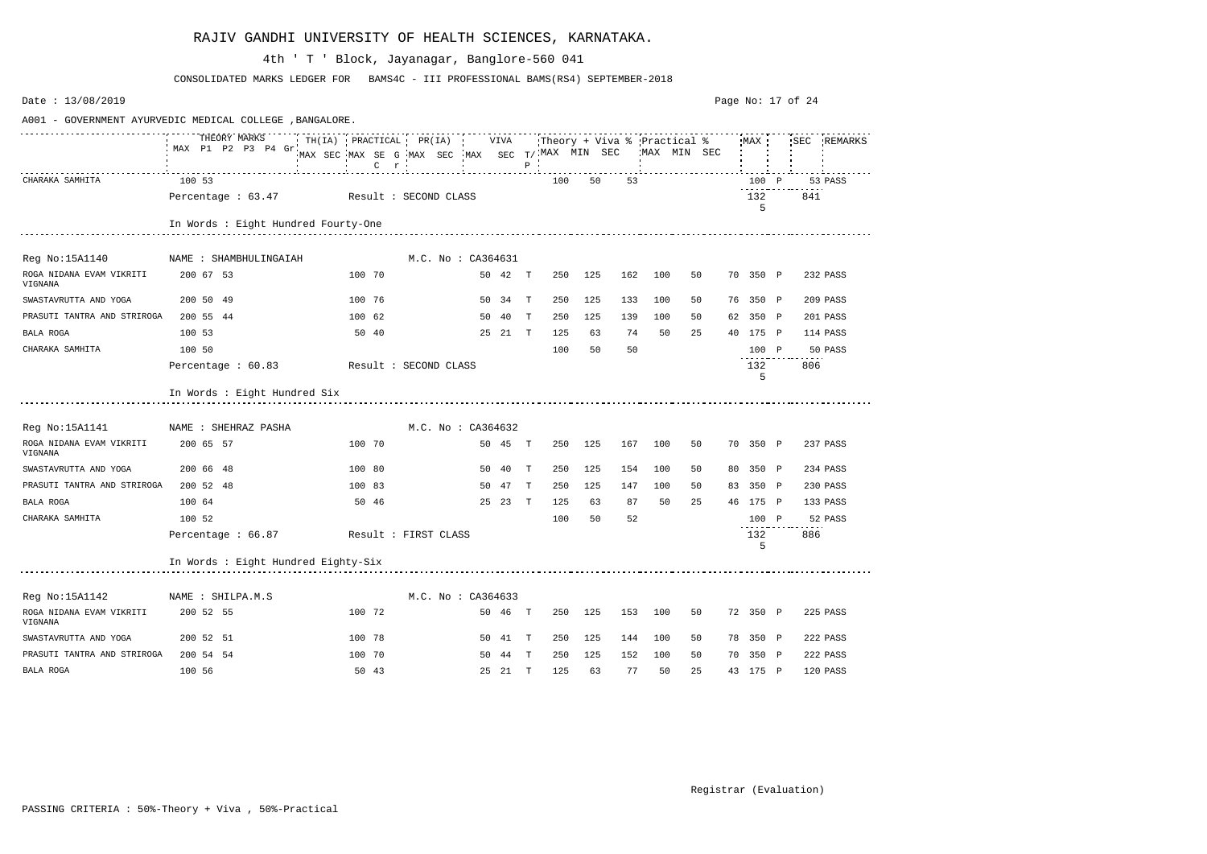# RAJIV GANDHI UNIVERSITY OF HEALTH SCIENCES, KARNATAKA.

4th ' T ' Block, Jayanagar, Banglore-560 041

CONSOLIDATED MARKS LEDGER FOR BAMS4C - III PROFESSIONAL BAMS(RS4) SEPTEMBER-2018

Date : 13/08/2019

A001 - GOVERNMENT AYURVEDIC MEDICAL COLLEGE ,BANGALORE.

| | THEORY MARKS MAX P1 P2 P3 P4 Gr | TH(IA) MAX SEC | PRACTICAL MAX SE G C r | PR(IA) MAX SEC | VIVA MAX SEC | T/P | Theory + Viva % MAX | MIN | SEC | Practical % MAX | MIN | SEC | MAX | | SEC | REMARKS |
|---|---|---|---|---|---|---|---|---|---|---|---|---|---|---|---|---|
| CHARAKA SAMHITA | 100 53 | | | | | | 100 | 50 | 53 | | | | 100 | P | 53 | PASS |
| Percentage : 63.47 | Result : SECOND CLASS | | | | | | | | | | | | 1325 | | 841 | |
| In Words : Eight Hundred Fourty-One | | | | | | | | | | | | | | | | |

Reg No:15A1140 NAME : SHAMBHULINGAIAH M.C. No : CA364631

| | THEORY MARKS | TH(IA) | PRACTICAL | PR(IA) | VIVA | T/P | Theory + Viva % MAX | MIN | SEC | Practical % MAX | MIN | SEC | MAX | | SEC | REMARKS |
|---|---|---|---|---|---|---|---|---|---|---|---|---|---|---|---|---|
| ROGA NIDANA EVAM VIKRITI VIGNANA | 200 67 53 | | 100 70 | | 50 42 | T | 250 | 125 | 162 | 100 | 50 | 70 | 350 | P | 232 | PASS |
| SWASTAVRUTTA AND YOGA | 200 50 49 | | 100 76 | | 50 34 | T | 250 | 125 | 133 | 100 | 50 | 76 | 350 | P | 209 | PASS |
| PRASUTI TANTRA AND STRIROGA | 200 55 44 | | 100 62 | | 50 40 | T | 250 | 125 | 139 | 100 | 50 | 62 | 350 | P | 201 | PASS |
| BALA ROGA | 100 53 | | 50 40 | | 25 21 | T | 125 | 63 | 74 | 50 | 25 | 40 | 175 | P | 114 | PASS |
| CHARAKA SAMHITA | 100 50 | | | | | | 100 | 50 | 50 | | | | 100 | P | 50 | PASS |
| Percentage : 60.83 | Result : SECOND CLASS | | | | | | | | | | | | 1325 | | 806 | |
| In Words : Eight Hundred Six | | | | | | | | | | | | | | | | |

Reg No:15A1141 NAME : SHEHRAZ PASHA M.C. No : CA364632

| | THEORY MARKS | TH(IA) | PRACTICAL | PR(IA) | VIVA | T/P | Theory + Viva % MAX | MIN | SEC | Practical % MAX | MIN | SEC | MAX | | SEC | REMARKS |
|---|---|---|---|---|---|---|---|---|---|---|---|---|---|---|---|---|
| ROGA NIDANA EVAM VIKRITI VIGNANA | 200 65 57 | | 100 70 | | 50 45 | T | 250 | 125 | 167 | 100 | 50 | 70 | 350 | P | 237 | PASS |
| SWASTAVRUTTA AND YOGA | 200 66 48 | | 100 80 | | 50 40 | T | 250 | 125 | 154 | 100 | 50 | 80 | 350 | P | 234 | PASS |
| PRASUTI TANTRA AND STRIROGA | 200 52 48 | | 100 83 | | 50 47 | T | 250 | 125 | 147 | 100 | 50 | 83 | 350 | P | 230 | PASS |
| BALA ROGA | 100 64 | | 50 46 | | 25 23 | T | 125 | 63 | 87 | 50 | 25 | 46 | 175 | P | 133 | PASS |
| CHARAKA SAMHITA | 100 52 | | | | | | 100 | 50 | 52 | | | | 100 | P | 52 | PASS |
| Percentage : 66.87 | Result : FIRST CLASS | | | | | | | | | | | | 1325 | | 886 | |
| In Words : Eight Hundred Eighty-Six | | | | | | | | | | | | | | | | |

Reg No:15A1142 NAME : SHILPA.M.S M.C. No : CA364633

| | THEORY MARKS | TH(IA) | PRACTICAL | PR(IA) | VIVA | T/P | Theory + Viva % MAX | MIN | SEC | Practical % MAX | MIN | SEC | MAX | | SEC | REMARKS |
|---|---|---|---|---|---|---|---|---|---|---|---|---|---|---|---|---|
| ROGA NIDANA EVAM VIKRITI VIGNANA | 200 52 55 | | 100 72 | | 50 46 | T | 250 | 125 | 153 | 100 | 50 | 72 | 350 | P | 225 | PASS |
| SWASTAVRUTTA AND YOGA | 200 52 51 | | 100 78 | | 50 41 | T | 250 | 125 | 144 | 100 | 50 | 78 | 350 | P | 222 | PASS |
| PRASUTI TANTRA AND STRIROGA | 200 54 54 | | 100 70 | | 50 44 | T | 250 | 125 | 152 | 100 | 50 | 70 | 350 | P | 222 | PASS |
| BALA ROGA | 100 56 | | 50 43 | | 25 21 | T | 125 | 63 | 77 | 50 | 25 | 43 | 175 | P | 120 | PASS |

Registrar (Evaluation)

PASSING CRITERIA : 50%-Theory + Viva , 50%-Practical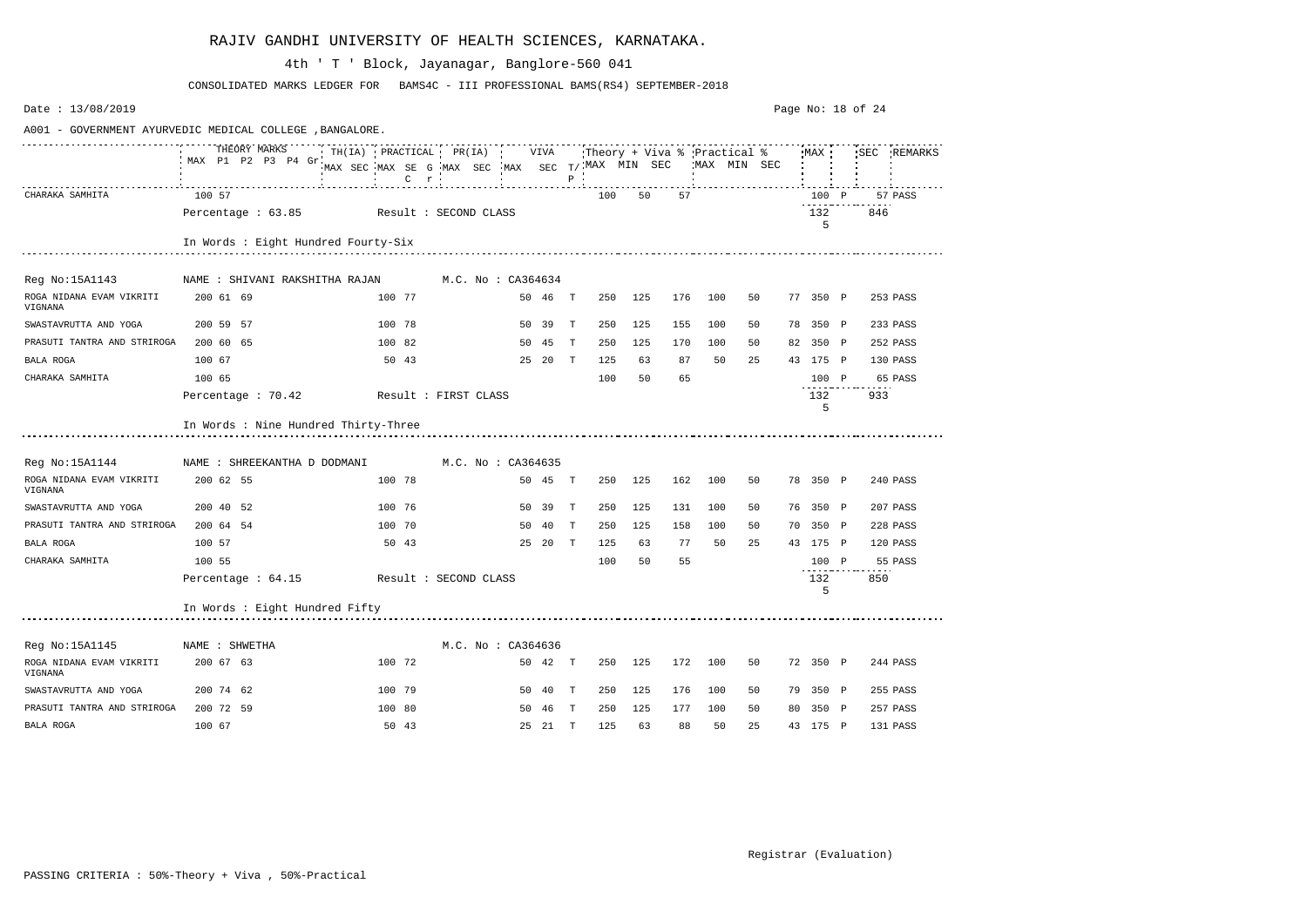# RAJIV GANDHI UNIVERSITY OF HEALTH SCIENCES, KARNATAKA.

4th ' T ' Block, Jayanagar, Banglore-560 041

CONSOLIDATED MARKS LEDGER FOR BAMS4C - III PROFESSIONAL BAMS(RS4) SEPTEMBER-2018

Date : 13/08/2019

A001 - GOVERNMENT AYURVEDIC MEDICAL COLLEGE ,BANGALORE.

| | THEORY MARKS | | | | | | TH(IA) | | PRACTICAL | | | | PR(IA) | | VIVA | | | Theory + Viva % | | | Practical % | | | MAX | | SEC | REMARKS |
|---|---|---|---|---|---|---|---|---|---|---|---|---|---|---|---|---|---|---|---|---|---|---|---|---|---|---|---|
| | MAX | P1 | P2 | P3 | P4 | Gr | MAX | SEC | MAX | SEC | G C | r | MAX | SEC | MAX | SEC | T/P | MAX | MIN | SEC | MAX | MIN | SEC | | | | |
| CHARAKA SAMHITA | 100 | 57 | | | | | | | | | | | | | | | | 100 | 50 | 57 | | | | 100 | P | 57 | PASS |
| | Percentage : 63.85 | | | | | | Result : SECOND CLASS | | | | | | | | | | | | | | | | | 1325 | | 846 | |
| | In Words : Eight Hundred Fourty-Six | | | | | | | | | | | | | | | | | | | | | | | | | | |
| Reg No:15A1143 | NAME : SHIVANI RAKSHITHA RAJAN | | | | | | | | | | | | M.C. No : CA364634 | | | | | | | | | | | | | | |
| ROGA NIDANA EVAM VIKRITI VIGNANA | 200 | 61 | 69 | | | | 100 | 77 | | | | | | | 50 | 46 | T | 250 | 125 | 176 | 100 | 50 | 77 | 350 | P | 253 | PASS |
| SWASTAVRUTTA AND YOGA | 200 | 59 | 57 | | | | 100 | 78 | | | | | | | 50 | 39 | T | 250 | 125 | 155 | 100 | 50 | 78 | 350 | P | 233 | PASS |
| PRASUTI TANTRA AND STRIROGA | 200 | 60 | 65 | | | | 100 | 82 | | | | | | | 50 | 45 | T | 250 | 125 | 170 | 100 | 50 | 82 | 350 | P | 252 | PASS |
| BALA ROGA | 100 | 67 | | | | | 50 | 43 | | | | | | | 25 | 20 | T | 125 | 63 | 87 | 50 | 25 | 43 | 175 | P | 130 | PASS |
| CHARAKA SAMHITA | 100 | 65 | | | | | | | | | | | | | | | | 100 | 50 | 65 | | | | 100 | P | 65 | PASS |
| | Percentage : 70.42 | | | | | | Result : FIRST CLASS | | | | | | | | | | | | | | | | | 1325 | | 933 | |
| | In Words : Nine Hundred Thirty-Three | | | | | | | | | | | | | | | | | | | | | | | | | | |
| Reg No:15A1144 | NAME : SHREEKANTHA D DODMANI | | | | | | | | | | | | M.C. No : CA364635 | | | | | | | | | | | | | | |
| ROGA NIDANA EVAM VIKRITI VIGNANA | 200 | 62 | 55 | | | | 100 | 78 | | | | | | | 50 | 45 | T | 250 | 125 | 162 | 100 | 50 | 78 | 350 | P | 240 | PASS |
| SWASTAVRUTTA AND YOGA | 200 | 40 | 52 | | | | 100 | 76 | | | | | | | 50 | 39 | T | 250 | 125 | 131 | 100 | 50 | 76 | 350 | P | 207 | PASS |
| PRASUTI TANTRA AND STRIROGA | 200 | 64 | 54 | | | | 100 | 70 | | | | | | | 50 | 40 | T | 250 | 125 | 158 | 100 | 50 | 70 | 350 | P | 228 | PASS |
| BALA ROGA | 100 | 57 | | | | | 50 | 43 | | | | | | | 25 | 20 | T | 125 | 63 | 77 | 50 | 25 | 43 | 175 | P | 120 | PASS |
| CHARAKA SAMHITA | 100 | 55 | | | | | | | | | | | | | | | | 100 | 50 | 55 | | | | 100 | P | 55 | PASS |
| | Percentage : 64.15 | | | | | | Result : SECOND CLASS | | | | | | | | | | | | | | | | | 1325 | | 850 | |
| | In Words : Eight Hundred Fifty | | | | | | | | | | | | | | | | | | | | | | | | | | |
| Reg No:15A1145 | NAME : SHWETHA | | | | | | | | | | | | M.C. No : CA364636 | | | | | | | | | | | | | | |
| ROGA NIDANA EVAM VIKRITI VIGNANA | 200 | 67 | 63 | | | | 100 | 72 | | | | | | | 50 | 42 | T | 250 | 125 | 172 | 100 | 50 | 72 | 350 | P | 244 | PASS |
| SWASTAVRUTTA AND YOGA | 200 | 74 | 62 | | | | 100 | 79 | | | | | | | 50 | 40 | T | 250 | 125 | 176 | 100 | 50 | 79 | 350 | P | 255 | PASS |
| PRASUTI TANTRA AND STRIROGA | 200 | 72 | 59 | | | | 100 | 80 | | | | | | | 50 | 46 | T | 250 | 125 | 177 | 100 | 50 | 80 | 350 | P | 257 | PASS |
| BALA ROGA | 100 | 67 | | | | | 50 | 43 | | | | | | | 25 | 21 | T | 125 | 63 | 88 | 50 | 25 | 43 | 175 | P | 131 | PASS |

Registrar (Evaluation)

PASSING CRITERIA : 50%-Theory + Viva , 50%-Practical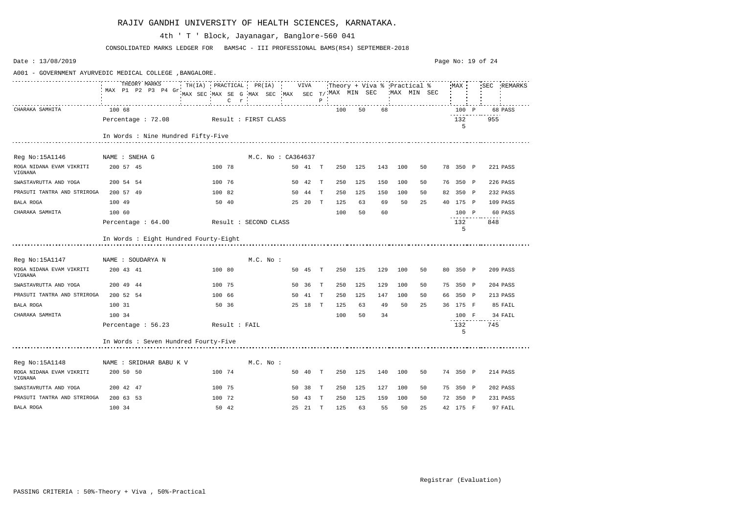# RAJIV GANDHI UNIVERSITY OF HEALTH SCIENCES, KARNATAKA.

4th ' T ' Block, Jayanagar, Banglore-560 041

CONSOLIDATED MARKS LEDGER FOR BAMS4C - III PROFESSIONAL BAMS(RS4) SEPTEMBER-2018

Date : 13/08/2019

A001 - GOVERNMENT AYURVEDIC MEDICAL COLLEGE ,BANGALORE.

| | THEORY MARKS MAX P1 P2 P3 P4 Gr | TH(IA) MAX SEC | PRACTICAL MAX SE G C r | PR(IA) MAX SEC | VIVA MAX SEC | T/P | Theory + Viva % MAX | MIN | SEC | Practical % MAX | MIN | SEC | MAX | | SEC | REMARKS |
|---|---|---|---|---|---|---|---|---|---|---|---|---|---|---|---|---|
| CHARAKA SAMHITA | 100 68 | | | | | | 100 | 50 | 68 | | | | 100 | P | 68 | PASS |
| | Percentage : 72.08 | | Result : FIRST CLASS | | | | | | | | | | 1325 | | 955 | |
| | In Words : Nine Hundred Fifty-Five | | | | | | | | | | | | | | | |
| Reg No:15A1146 | NAME : SNEHA G | | | M.C. No : CA364637 | | | | | | | | | | | | |
| ROGA NIDANA EVAM VIKRITI VIGNANA | 200 57 45 | | 100 78 | | 50 41 | T | 250 | 125 | 143 | 100 | 50 | 78 | 350 | P | 221 | PASS |
| SWASTAVRUTTA AND YOGA | 200 54 54 | | 100 76 | | 50 42 | T | 250 | 125 | 150 | 100 | 50 | 76 | 350 | P | 226 | PASS |
| PRASUTI TANTRA AND STRIROGA | 200 57 49 | | 100 82 | | 50 44 | T | 250 | 125 | 150 | 100 | 50 | 82 | 350 | P | 232 | PASS |
| BALA ROGA | 100 49 | | 50 40 | | 25 20 | T | 125 | 63 | 69 | 50 | 25 | 40 | 175 | P | 109 | PASS |
| CHARAKA SAMHITA | 100 60 | | | | | | 100 | 50 | 60 | | | | 100 | P | 60 | PASS |
| | Percentage : 64.00 | | Result : SECOND CLASS | | | | | | | | | | 1325 | | 848 | |
| | In Words : Eight Hundred Fourty-Eight | | | | | | | | | | | | | | | |
| Reg No:15A1147 | NAME : SOUDARYA N | | | M.C. No : | | | | | | | | | | | | |
| ROGA NIDANA EVAM VIKRITI VIGNANA | 200 43 41 | | 100 80 | | 50 45 | T | 250 | 125 | 129 | 100 | 50 | 80 | 350 | P | 209 | PASS |
| SWASTAVRUTTA AND YOGA | 200 49 44 | | 100 75 | | 50 36 | T | 250 | 125 | 129 | 100 | 50 | 75 | 350 | P | 204 | PASS |
| PRASUTI TANTRA AND STRIROGA | 200 52 54 | | 100 66 | | 50 41 | T | 250 | 125 | 147 | 100 | 50 | 66 | 350 | P | 213 | PASS |
| BALA ROGA | 100 31 | | 50 36 | | 25 18 | T | 125 | 63 | 49 | 50 | 25 | 36 | 175 | F | 85 | FAIL |
| CHARAKA SAMHITA | 100 34 | | | | | | 100 | 50 | 34 | | | | 100 | F | 34 | FAIL |
| | Percentage : 56.23 | | Result : FAIL | | | | | | | | | | 1325 | | 745 | |
| | In Words : Seven Hundred Fourty-Five | | | | | | | | | | | | | | | |
| Reg No:15A1148 | NAME : SRIDHAR BABU K V | | | M.C. No : | | | | | | | | | | | | |
| ROGA NIDANA EVAM VIKRITI VIGNANA | 200 50 50 | | 100 74 | | 50 40 | T | 250 | 125 | 140 | 100 | 50 | 74 | 350 | P | 214 | PASS |
| SWASTAVRUTTA AND YOGA | 200 42 47 | | 100 75 | | 50 38 | T | 250 | 125 | 127 | 100 | 50 | 75 | 350 | P | 202 | PASS |
| PRASUTI TANTRA AND STRIROGA | 200 63 53 | | 100 72 | | 50 43 | T | 250 | 125 | 159 | 100 | 50 | 72 | 350 | P | 231 | PASS |
| BALA ROGA | 100 34 | | 50 42 | | 25 21 | T | 125 | 63 | 55 | 50 | 25 | 42 | 175 | F | 97 | FAIL |

Registrar (Evaluation)

PASSING CRITERIA : 50%-Theory + Viva , 50%-Practical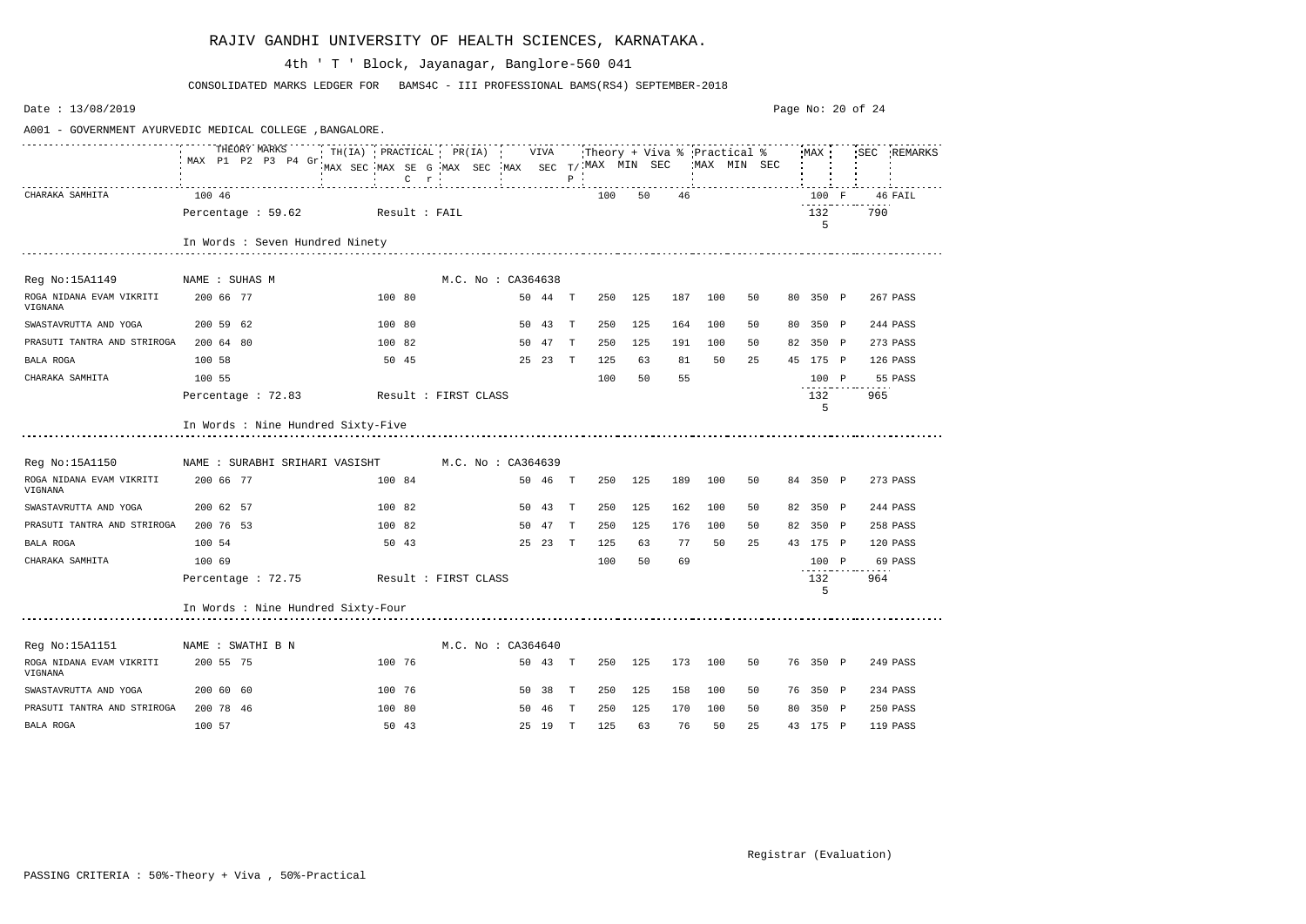# RAJIV GANDHI UNIVERSITY OF HEALTH SCIENCES, KARNATAKA.

4th ' T ' Block, Jayanagar, Banglore-560 041

CONSOLIDATED MARKS LEDGER FOR BAMS4C - III PROFESSIONAL BAMS(RS4) SEPTEMBER-2018

Date : 13/08/2019

A001 - GOVERNMENT AYURVEDIC MEDICAL COLLEGE ,BANGALORE.

| Subject | THEORY MARKS MAX | P1 | P2 | P3 | P4 | Gr | TH(IA) MAX | SEC | PRACTICAL MAX | SE | G C r | PR(IA) MAX | SEC | VIVA MAX | SEC | T/P | Theory + Viva % MAX | MIN | SEC | Practical % MAX | MIN | SEC | MAX | | SEC | REMARKS |
|---|---|---|---|---|---|---|---|---|---|---|---|---|---|---|---|---|---|---|---|---|---|---|---|---|---|---|
| CHARAKA SAMHITA | 100 | 46 | | | | | | | | | | | | | | | 100 | 50 | 46 | | | | 100 | F | 46 | FAIL |
| Percentage : 59.62 | Result : FAIL | | | | | | | | | | | | | | | | | | | | | | 1325 | | 790 | |
| In Words : Seven Hundred Ninety | | | | | | | | | | | | | | | | | | | | | | | | | | |
| **Reg No:15A1149** | **NAME : SUHAS M** | | | | | | | | | | | **M.C. No : CA364638** | | | | | | | | | | | | | | |
| ROGA NIDANA EVAM VIKRITI VIGNANA | 200 | 66 | 77 | | | | | | 100 | 80 | | | | 50 | 44 | T | 250 | 125 | 187 | 100 | 50 | 80 | 350 | P | 267 | PASS |
| SWASTAVRUTTA AND YOGA | 200 | 59 | 62 | | | | | | 100 | 80 | | | | 50 | 43 | T | 250 | 125 | 164 | 100 | 50 | 80 | 350 | P | 244 | PASS |
| PRASUTI TANTRA AND STRIROGA | 200 | 64 | 80 | | | | | | 100 | 82 | | | | 50 | 47 | T | 250 | 125 | 191 | 100 | 50 | 82 | 350 | P | 273 | PASS |
| BALA ROGA | 100 | 58 | | | | | | | 50 | 45 | | | | 25 | 23 | T | 125 | 63 | 81 | 50 | 25 | 45 | 175 | P | 126 | PASS |
| CHARAKA SAMHITA | 100 | 55 | | | | | | | | | | | | | | | 100 | 50 | 55 | | | | 100 | P | 55 | PASS |
| Percentage : 72.83 | Result : FIRST CLASS | | | | | | | | | | | | | | | | | | | | | | 1325 | | 965 | |
| In Words : Nine Hundred Sixty-Five | | | | | | | | | | | | | | | | | | | | | | | | | | |
| **Reg No:15A1150** | **NAME : SURABHI SRIHARI VASISHT** | | | | | | | | | | | **M.C. No : CA364639** | | | | | | | | | | | | | | |
| ROGA NIDANA EVAM VIKRITI VIGNANA | 200 | 66 | 77 | | | | | | 100 | 84 | | | | 50 | 46 | T | 250 | 125 | 189 | 100 | 50 | 84 | 350 | P | 273 | PASS |
| SWASTAVRUTTA AND YOGA | 200 | 62 | 57 | | | | | | 100 | 82 | | | | 50 | 43 | T | 250 | 125 | 162 | 100 | 50 | 82 | 350 | P | 244 | PASS |
| PRASUTI TANTRA AND STRIROGA | 200 | 76 | 53 | | | | | | 100 | 82 | | | | 50 | 47 | T | 250 | 125 | 176 | 100 | 50 | 82 | 350 | P | 258 | PASS |
| BALA ROGA | 100 | 54 | | | | | | | 50 | 43 | | | | 25 | 23 | T | 125 | 63 | 77 | 50 | 25 | 43 | 175 | P | 120 | PASS |
| CHARAKA SAMHITA | 100 | 69 | | | | | | | | | | | | | | | 100 | 50 | 69 | | | | 100 | P | 69 | PASS |
| Percentage : 72.75 | Result : FIRST CLASS | | | | | | | | | | | | | | | | | | | | | | 1325 | | 964 | |
| In Words : Nine Hundred Sixty-Four | | | | | | | | | | | | | | | | | | | | | | | | | | |
| **Reg No:15A1151** | **NAME : SWATHI B N** | | | | | | | | | | | **M.C. No : CA364640** | | | | | | | | | | | | | | |
| ROGA NIDANA EVAM VIKRITI VIGNANA | 200 | 55 | 75 | | | | | | 100 | 76 | | | | 50 | 43 | T | 250 | 125 | 173 | 100 | 50 | 76 | 350 | P | 249 | PASS |
| SWASTAVRUTTA AND YOGA | 200 | 60 | 60 | | | | | | 100 | 76 | | | | 50 | 38 | T | 250 | 125 | 158 | 100 | 50 | 76 | 350 | P | 234 | PASS |
| PRASUTI TANTRA AND STRIROGA | 200 | 78 | 46 | | | | | | 100 | 80 | | | | 50 | 46 | T | 250 | 125 | 170 | 100 | 50 | 80 | 350 | P | 250 | PASS |
| BALA ROGA | 100 | 57 | | | | | | | 50 | 43 | | | | 25 | 19 | T | 125 | 63 | 76 | 50 | 25 | 43 | 175 | P | 119 | PASS |

Registrar (Evaluation)

PASSING CRITERIA : 50%-Theory + Viva , 50%-Practical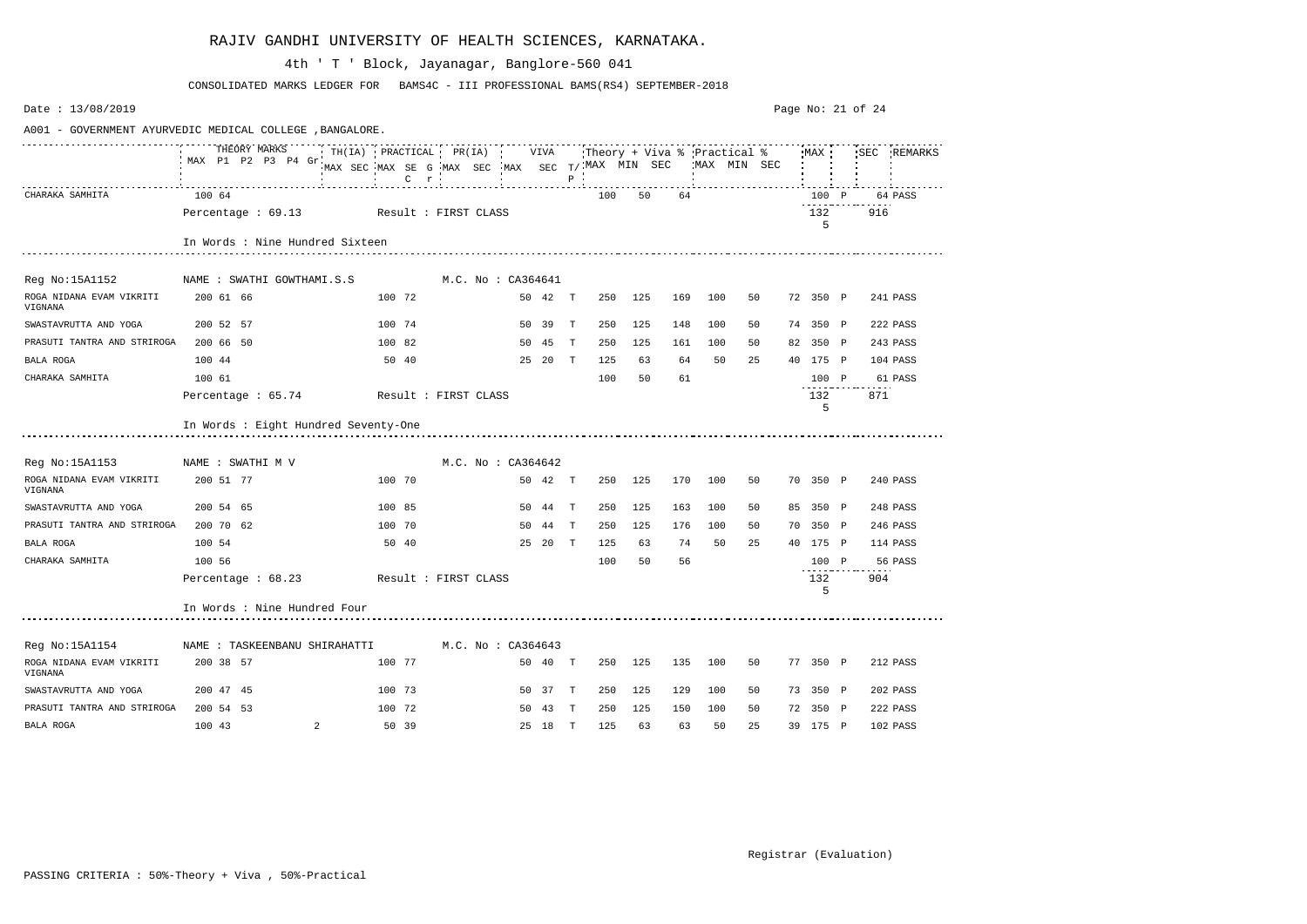# RAJIV GANDHI UNIVERSITY OF HEALTH SCIENCES, KARNATAKA.

4th ' T ' Block, Jayanagar, Banglore-560 041

CONSOLIDATED MARKS LEDGER FOR BAMS4C - III PROFESSIONAL BAMS(RS4) SEPTEMBER-2018

Date : 13/08/2019

A001 - GOVERNMENT AYURVEDIC MEDICAL COLLEGE ,BANGALORE.

| Subject | THEORY MARKS MAX | P1 | P2 | P3 | P4 | Gr | TH(IA) MAX | SEC | PRACTICAL MAX | SE | G C r | PR(IA) MAX | SEC | VIVA MAX | SEC | T/P | Theory + Viva % MAX | MIN | SEC | Practical % MAX | MIN | SEC | MAX | | SEC | REMARKS |
|---|---|---|---|---|---|---|---|---|---|---|---|---|---|---|---|---|---|---|---|---|---|---|---|---|---|---|
| CHARAKA SAMHITA | 100 | 64 | | | | | | | | | | | | | | | 100 | 50 | 64 | | | | 100 | P | 64 | PASS |
| Percentage : 69.13 | Result : FIRST CLASS | | | | | | | | | | | | | | | | | | | | | | 1325 | | 916 | |
| In Words : Nine Hundred Sixteen | | | | | | | | | | | | | | | | | | | | | | | | | | |
| **Reg No:15A1152** | **NAME : SWATHI GOWTHAMI.S.S** | | | | | | | | | | | **M.C. No : CA364641** | | | | | | | | | | | | | | |
| ROGA NIDANA EVAM VIKRITI VIGNANA | 200 | 61 | 66 | | | | | | 100 | 72 | | | | 50 | 42 | T | 250 | 125 | 169 | 100 | 50 | 72 | 350 | P | 241 | PASS |
| SWASTAVRUTTA AND YOGA | 200 | 52 | 57 | | | | | | 100 | 74 | | | | 50 | 39 | T | 250 | 125 | 148 | 100 | 50 | 74 | 350 | P | 222 | PASS |
| PRASUTI TANTRA AND STRIROGA | 200 | 66 | 50 | | | | | | 100 | 82 | | | | 50 | 45 | T | 250 | 125 | 161 | 100 | 50 | 82 | 350 | P | 243 | PASS |
| BALA ROGA | 100 | 44 | | | | | | | 50 | 40 | | | | 25 | 20 | T | 125 | 63 | 64 | 50 | 25 | 40 | 175 | P | 104 | PASS |
| CHARAKA SAMHITA | 100 | 61 | | | | | | | | | | | | | | | 100 | 50 | 61 | | | | 100 | P | 61 | PASS |
| Percentage : 65.74 | Result : FIRST CLASS | | | | | | | | | | | | | | | | | | | | | | 1325 | | 871 | |
| In Words : Eight Hundred Seventy-One | | | | | | | | | | | | | | | | | | | | | | | | | | |
| **Reg No:15A1153** | **NAME : SWATHI M V** | | | | | | | | | | | **M.C. No : CA364642** | | | | | | | | | | | | | | |
| ROGA NIDANA EVAM VIKRITI VIGNANA | 200 | 51 | 77 | | | | | | 100 | 70 | | | | 50 | 42 | T | 250 | 125 | 170 | 100 | 50 | 70 | 350 | P | 240 | PASS |
| SWASTAVRUTTA AND YOGA | 200 | 54 | 65 | | | | | | 100 | 85 | | | | 50 | 44 | T | 250 | 125 | 163 | 100 | 50 | 85 | 350 | P | 248 | PASS |
| PRASUTI TANTRA AND STRIROGA | 200 | 70 | 62 | | | | | | 100 | 70 | | | | 50 | 44 | T | 250 | 125 | 176 | 100 | 50 | 70 | 350 | P | 246 | PASS |
| BALA ROGA | 100 | 54 | | | | | | | 50 | 40 | | | | 25 | 20 | T | 125 | 63 | 74 | 50 | 25 | 40 | 175 | P | 114 | PASS |
| CHARAKA SAMHITA | 100 | 56 | | | | | | | | | | | | | | | 100 | 50 | 56 | | | | 100 | P | 56 | PASS |
| Percentage : 68.23 | Result : FIRST CLASS | | | | | | | | | | | | | | | | | | | | | | 1325 | | 904 | |
| In Words : Nine Hundred Four | | | | | | | | | | | | | | | | | | | | | | | | | | |
| **Reg No:15A1154** | **NAME : TASKEENBANU SHIRAHATTI** | | | | | | | | | | | **M.C. No : CA364643** | | | | | | | | | | | | | | |
| ROGA NIDANA EVAM VIKRITI VIGNANA | 200 | 38 | 57 | | | | | | 100 | 77 | | | | 50 | 40 | T | 250 | 125 | 135 | 100 | 50 | 77 | 350 | P | 212 | PASS |
| SWASTAVRUTTA AND YOGA | 200 | 47 | 45 | | | | | | 100 | 73 | | | | 50 | 37 | T | 250 | 125 | 129 | 100 | 50 | 73 | 350 | P | 202 | PASS |
| PRASUTI TANTRA AND STRIROGA | 200 | 54 | 53 | | | | | | 100 | 72 | | | | 50 | 43 | T | 250 | 125 | 150 | 100 | 50 | 72 | 350 | P | 222 | PASS |
| BALA ROGA | 100 | 43 | | | | 2 | | | 50 | 39 | | | | 25 | 18 | T | 125 | 63 | 63 | 50 | 25 | 39 | 175 | P | 102 | PASS |

Registrar (Evaluation)

PASSING CRITERIA : 50%-Theory + Viva , 50%-Practical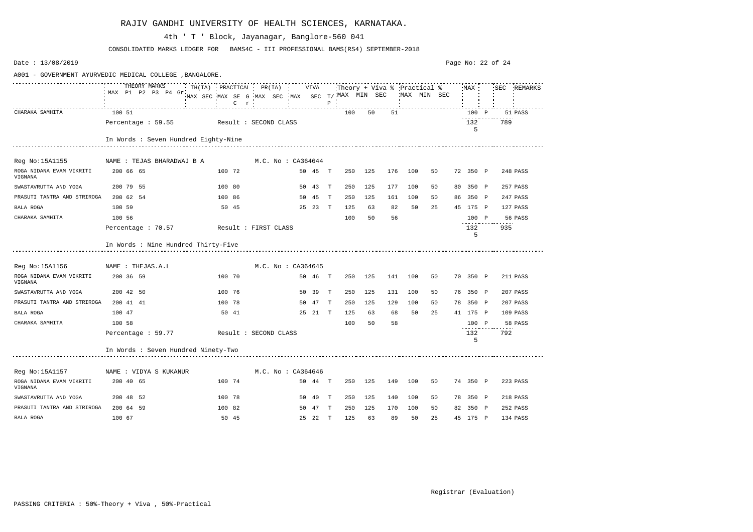# RAJIV GANDHI UNIVERSITY OF HEALTH SCIENCES, KARNATAKA.

4th ' T ' Block, Jayanagar, Banglore-560 041

CONSOLIDATED MARKS LEDGER FOR BAMS4C - III PROFESSIONAL BAMS(RS4) SEPTEMBER-2018

Date : 13/08/2019

A001 - GOVERNMENT AYURVEDIC MEDICAL COLLEGE ,BANGALORE.

| Subject | THEORY MARKS MAX | P1 | P2 | P3 | P4 | Gr | TH(IA) MAX | TH(IA) SEC | PRACTICAL MAX | PRACTICAL SE | PRACTICAL G C r | PR(IA) MAX | PR(IA) SEC | VIVA MAX | VIVA SEC | T/P | Theory + Viva % MAX | MIN | SEC | Practical % MAX | MIN | SEC | MAX | | SEC | REMARKS |
|---|---|---|---|---|---|---|---|---|---|---|---|---|---|---|---|---|---|---|---|---|---|---|---|---|---|---|
| CHARAKA SAMHITA | 100 | 51 | | | | | | | | | | | | | | | 100 | 50 | 51 | | | | 100 | P | 51 | PASS |
| Percentage : 59.55 | Result : SECOND CLASS | | | | | | | | | | | | | | | | | | | | | | 1325 | | 789 | |
| In Words : Seven Hundred Eighty-Nine | | | | | | | | | | | | | | | | | | | | | | | | | | |
| **Reg No:15A1155** | **NAME : TEJAS BHARADWAJ B A** | | | | | | | | **M.C. No : CA364644** | | | | | | | | | | | | | | | | | |
| ROGA NIDANA EVAM VIKRITI VIGNANA | 200 | 66 | 65 | | | | 100 | 72 | | | | | | 50 | 45 | T | 250 | 125 | 176 | 100 | 50 | 72 | 350 | P | 248 | PASS |
| SWASTAVRUTTA AND YOGA | 200 | 79 | 55 | | | | 100 | 80 | | | | | | 50 | 43 | T | 250 | 125 | 177 | 100 | 50 | 80 | 350 | P | 257 | PASS |
| PRASUTI TANTRA AND STRIROGA | 200 | 62 | 54 | | | | 100 | 86 | | | | | | 50 | 45 | T | 250 | 125 | 161 | 100 | 50 | 86 | 350 | P | 247 | PASS |
| BALA ROGA | 100 | 59 | | | | | 50 | 45 | | | | | | 25 | 23 | T | 125 | 63 | 82 | 50 | 25 | 45 | 175 | P | 127 | PASS |
| CHARAKA SAMHITA | 100 | 56 | | | | | | | | | | | | | | | 100 | 50 | 56 | | | | 100 | P | 56 | PASS |
| Percentage : 70.57 | Result : FIRST CLASS | | | | | | | | | | | | | | | | | | | | | | 1325 | | 935 | |
| In Words : Nine Hundred Thirty-Five | | | | | | | | | | | | | | | | | | | | | | | | | | |
| **Reg No:15A1156** | **NAME : THEJAS.A.L** | | | | | | | | **M.C. No : CA364645** | | | | | | | | | | | | | | | | | |
| ROGA NIDANA EVAM VIKRITI VIGNANA | 200 | 36 | 59 | | | | 100 | 70 | | | | | | 50 | 46 | T | 250 | 125 | 141 | 100 | 50 | 70 | 350 | P | 211 | PASS |
| SWASTAVRUTTA AND YOGA | 200 | 42 | 50 | | | | 100 | 76 | | | | | | 50 | 39 | T | 250 | 125 | 131 | 100 | 50 | 76 | 350 | P | 207 | PASS |
| PRASUTI TANTRA AND STRIROGA | 200 | 41 | 41 | | | | 100 | 78 | | | | | | 50 | 47 | T | 250 | 125 | 129 | 100 | 50 | 78 | 350 | P | 207 | PASS |
| BALA ROGA | 100 | 47 | | | | | 50 | 41 | | | | | | 25 | 21 | T | 125 | 63 | 68 | 50 | 25 | 41 | 175 | P | 109 | PASS |
| CHARAKA SAMHITA | 100 | 58 | | | | | | | | | | | | | | | 100 | 50 | 58 | | | | 100 | P | 58 | PASS |
| Percentage : 59.77 | Result : SECOND CLASS | | | | | | | | | | | | | | | | | | | | | | 1325 | | 792 | |
| In Words : Seven Hundred Ninety-Two | | | | | | | | | | | | | | | | | | | | | | | | | | |
| **Reg No:15A1157** | **NAME : VIDYA S KUKANUR** | | | | | | | | **M.C. No : CA364646** | | | | | | | | | | | | | | | | | |
| ROGA NIDANA EVAM VIKRITI VIGNANA | 200 | 40 | 65 | | | | 100 | 74 | | | | | | 50 | 44 | T | 250 | 125 | 149 | 100 | 50 | 74 | 350 | P | 223 | PASS |
| SWASTAVRUTTA AND YOGA | 200 | 48 | 52 | | | | 100 | 78 | | | | | | 50 | 40 | T | 250 | 125 | 140 | 100 | 50 | 78 | 350 | P | 218 | PASS |
| PRASUTI TANTRA AND STRIROGA | 200 | 64 | 59 | | | | 100 | 82 | | | | | | 50 | 47 | T | 250 | 125 | 170 | 100 | 50 | 82 | 350 | P | 252 | PASS |
| BALA ROGA | 100 | 67 | | | | | 50 | 45 | | | | | | 25 | 22 | T | 125 | 63 | 89 | 50 | 25 | 45 | 175 | P | 134 | PASS |

Registrar (Evaluation)

PASSING CRITERIA : 50%-Theory + Viva , 50%-Practical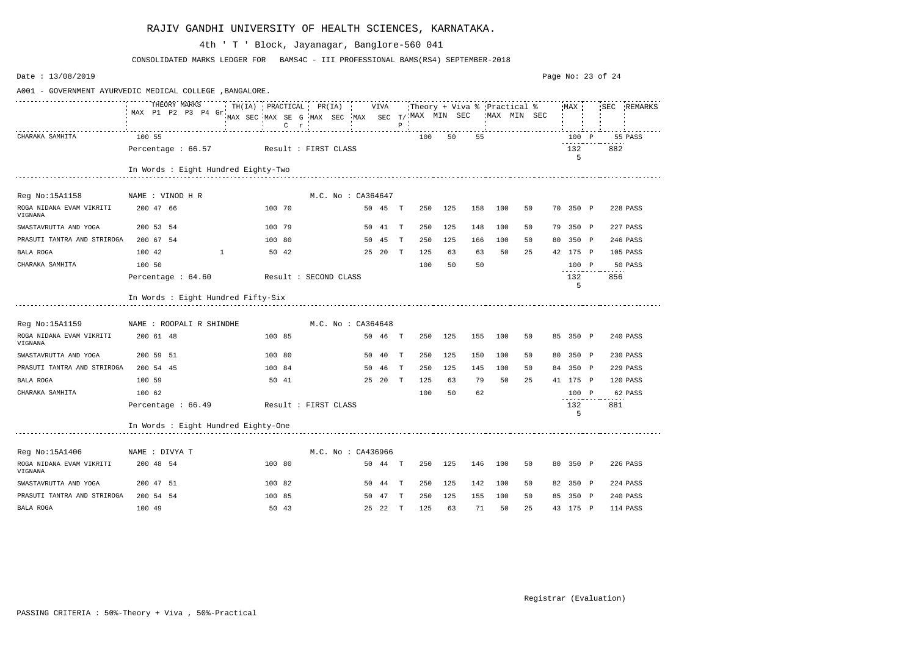# RAJIV GANDHI UNIVERSITY OF HEALTH SCIENCES, KARNATAKA.

4th ' T ' Block, Jayanagar, Banglore-560 041

CONSOLIDATED MARKS LEDGER FOR BAMS4C - III PROFESSIONAL BAMS(RS4) SEPTEMBER-2018

Date : 13/08/2019

A001 - GOVERNMENT AYURVEDIC MEDICAL COLLEGE ,BANGALORE.

| Subject | THEORY MARKS MAX | P1 | P2 | P3 | P4 | Gr | TH(IA) MAX | SEC | PRACTICAL MAX | SE | G C | r | PR(IA) MAX | SEC | VIVA MAX | SEC | T/P | Theory + Viva % MAX | MIN | SEC | Practical % MAX | MIN | SEC | MAX | | SEC | REMARKS |
|---|---|---|---|---|---|---|---|---|---|---|---|---|---|---|---|---|---|---|---|---|---|---|---|---|---|---|---|
| CHARAKA SAMHITA | 100 | 55 | | | | | | | | | | | | | | | | 100 | 50 | 55 | | | | 100 | P | 55 | PASS |
| Percentage : 66.57 | Result : FIRST CLASS | | | | | | | | | | | | | | | | | | | | | | | 1325 | | 882 | |
| In Words : Eight Hundred Eighty-Two | | | | | | | | | | | | | | | | | | | | | | | | | | | |
| **Reg No:15A1158** | **NAME : VINOD H R** | | | | | | | | | | | | **M.C. No : CA364647** | | | | | | | | | | | | | | |
| ROGA NIDANA EVAM VIKRITI VIGNANA | 200 | 47 | 66 | | | | | | 100 | 70 | | | | | 50 | 45 | T | 250 | 125 | 158 | 100 | 50 | 70 | 350 | P | 228 | PASS |
| SWASTAVRUTTA AND YOGA | 200 | 53 | 54 | | | | | | 100 | 79 | | | | | 50 | 41 | T | 250 | 125 | 148 | 100 | 50 | 79 | 350 | P | 227 | PASS |
| PRASUTI TANTRA AND STRIROGA | 200 | 67 | 54 | | | | | | 100 | 80 | | | | | 50 | 45 | T | 250 | 125 | 166 | 100 | 50 | 80 | 350 | P | 246 | PASS |
| BALA ROGA | 100 | 42 | | | | 1 | | | 50 | 42 | | | | | 25 | 20 | T | 125 | 63 | 63 | 50 | 25 | 42 | 175 | P | 105 | PASS |
| CHARAKA SAMHITA | 100 | 50 | | | | | | | | | | | | | | | | 100 | 50 | 50 | | | | 100 | P | 50 | PASS |
| Percentage : 64.60 | Result : SECOND CLASS | | | | | | | | | | | | | | | | | | | | | | | 1325 | | 856 | |
| In Words : Eight Hundred Fifty-Six | | | | | | | | | | | | | | | | | | | | | | | | | | | |
| **Reg No:15A1159** | **NAME : ROOPALI R SHINDHE** | | | | | | | | | | | | **M.C. No : CA364648** | | | | | | | | | | | | | | |
| ROGA NIDANA EVAM VIKRITI VIGNANA | 200 | 61 | 48 | | | | | | 100 | 85 | | | | | 50 | 46 | T | 250 | 125 | 155 | 100 | 50 | 85 | 350 | P | 240 | PASS |
| SWASTAVRUTTA AND YOGA | 200 | 59 | 51 | | | | | | 100 | 80 | | | | | 50 | 40 | T | 250 | 125 | 150 | 100 | 50 | 80 | 350 | P | 230 | PASS |
| PRASUTI TANTRA AND STRIROGA | 200 | 54 | 45 | | | | | | 100 | 84 | | | | | 50 | 46 | T | 250 | 125 | 145 | 100 | 50 | 84 | 350 | P | 229 | PASS |
| BALA ROGA | 100 | 59 | | | | | | | 50 | 41 | | | | | 25 | 20 | T | 125 | 63 | 79 | 50 | 25 | 41 | 175 | P | 120 | PASS |
| CHARAKA SAMHITA | 100 | 62 | | | | | | | | | | | | | | | | 100 | 50 | 62 | | | | 100 | P | 62 | PASS |
| Percentage : 66.49 | Result : FIRST CLASS | | | | | | | | | | | | | | | | | | | | | | | 1325 | | 881 | |
| In Words : Eight Hundred Eighty-One | | | | | | | | | | | | | | | | | | | | | | | | | | | |
| **Reg No:15A1406** | **NAME : DIVYA T** | | | | | | | | | | | | **M.C. No : CA436966** | | | | | | | | | | | | | | |
| ROGA NIDANA EVAM VIKRITI VIGNANA | 200 | 48 | 54 | | | | | | 100 | 80 | | | | | 50 | 44 | T | 250 | 125 | 146 | 100 | 50 | 80 | 350 | P | 226 | PASS |
| SWASTAVRUTTA AND YOGA | 200 | 47 | 51 | | | | | | 100 | 82 | | | | | 50 | 44 | T | 250 | 125 | 142 | 100 | 50 | 82 | 350 | P | 224 | PASS |
| PRASUTI TANTRA AND STRIROGA | 200 | 54 | 54 | | | | | | 100 | 85 | | | | | 50 | 47 | T | 250 | 125 | 155 | 100 | 50 | 85 | 350 | P | 240 | PASS |
| BALA ROGA | 100 | 49 | | | | | | | 50 | 43 | | | | | 25 | 22 | T | 125 | 63 | 71 | 50 | 25 | 43 | 175 | P | 114 | PASS |

Registrar (Evaluation)

PASSING CRITERIA : 50%-Theory + Viva , 50%-Practical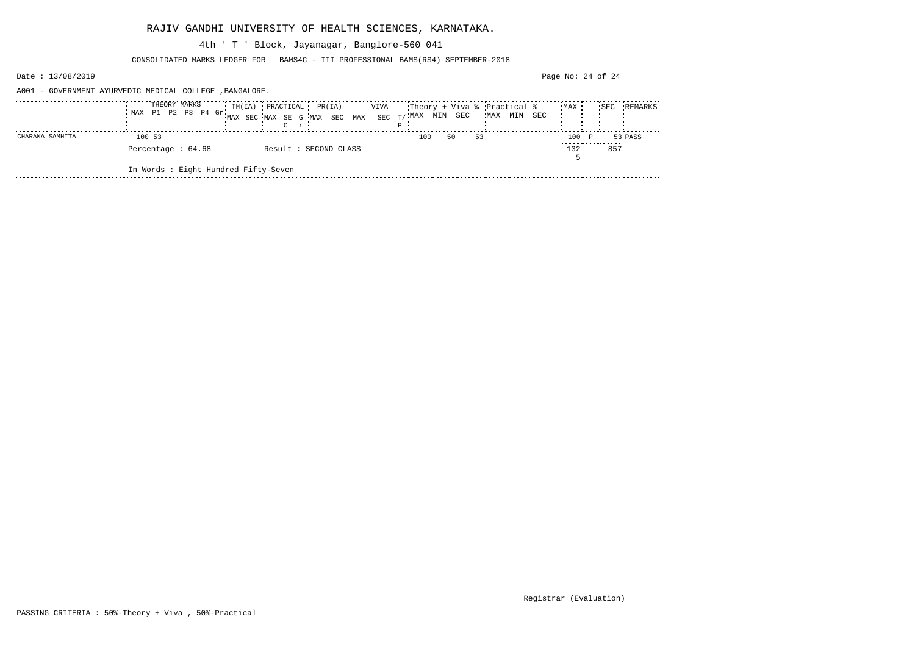# RAJIV GANDHI UNIVERSITY OF HEALTH SCIENCES, KARNATAKA.

4th ' T ' Block, Jayanagar, Banglore-560 041

CONSOLIDATED MARKS LEDGER FOR BAMS4C - III PROFESSIONAL BAMS(RS4) SEPTEMBER-2018

Date : 13/08/2019

A001 - GOVERNMENT AYURVEDIC MEDICAL COLLEGE ,BANGALORE.

| | THEORY MARKS MAX P1 P2 P3 P4 Gr | TH(IA) MAX SEC | PRACTICAL MAX SE G C r | PR(IA) MAX SEC | VIVA MAX SEC T/P | Theory + Viva % MAX MIN SEC | Practical % MAX MIN SEC | MAX | | SEC | REMARKS |
|---|---|---|---|---|---|---|---|---|---|---|---|
| CHARAKA SAMHITA | 100 53 | | | | | 100 50 53 | | 100 | P | 53 | PASS |
| | Percentage : 64.68 | | Result : SECOND CLASS | | | | | 1325 | | 857 | |

In Words : Eight Hundred Fifty-Seven

Registrar (Evaluation)

PASSING CRITERIA : 50%-Theory + Viva , 50%-Practical